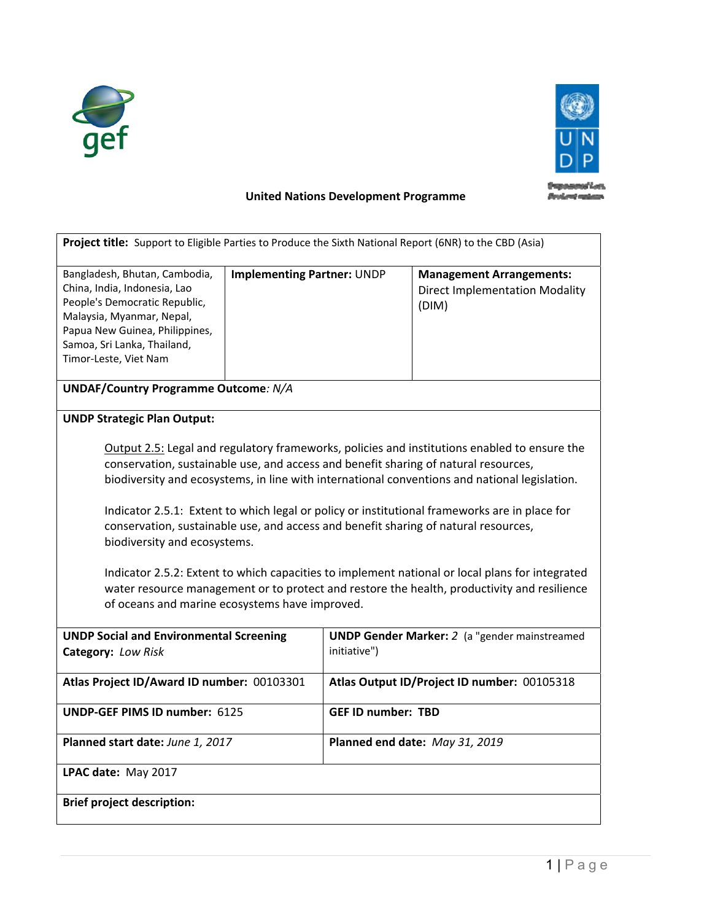**United Nations Development Programme**

| | | |
|---|---|---|
| **Project title:** Support to Eligible Parties to Produce the Sixth National Report (6NR) to the CBD (Asia) | | |
| Bangladesh, Bhutan, Cambodia, China, India, Indonesia, Lao People's Democratic Republic, Malaysia, Myanmar, Nepal, Papua New Guinea, Philippines, Samoa, Sri Lanka, Thailand, Timor-Leste, Viet Nam | **Implementing Partner:** UNDP | **Management Arrangements:** Direct Implementation Modality (DIM) |
| **UNDAF/Country Programme Outcome**: *N/A* | | |

**UNDP Strategic Plan Output:**

Output 2.5: Legal and regulatory frameworks, policies and institutions enabled to ensure the conservation, sustainable use, and access and benefit sharing of natural resources, biodiversity and ecosystems, in line with international conventions and national legislation.

Indicator 2.5.1: Extent to which legal or policy or institutional frameworks are in place for conservation, sustainable use, and access and benefit sharing of natural resources, biodiversity and ecosystems.

Indicator 2.5.2: Extent to which capacities to implement national or local plans for integrated water resource management or to protect and restore the health, productivity and resilience of oceans and marine ecosystems have improved.

| | |
|---|---|
| **UNDP Social and Environmental Screening Category:** *Low Risk* | **UNDP Gender Marker:** *2* (a "gender mainstreamed initiative") |
| **Atlas Project ID/Award ID number:** 00103301 | **Atlas Output ID/Project ID number:** 00105318 |
| **UNDP-GEF PIMS ID number:** 6125 | **GEF ID number: TBD** |
| **Planned start date:** *June 1, 2017* | **Planned end date:** *May 31, 2019* |
| **LPAC date:** May 2017 | |

**Brief project description:**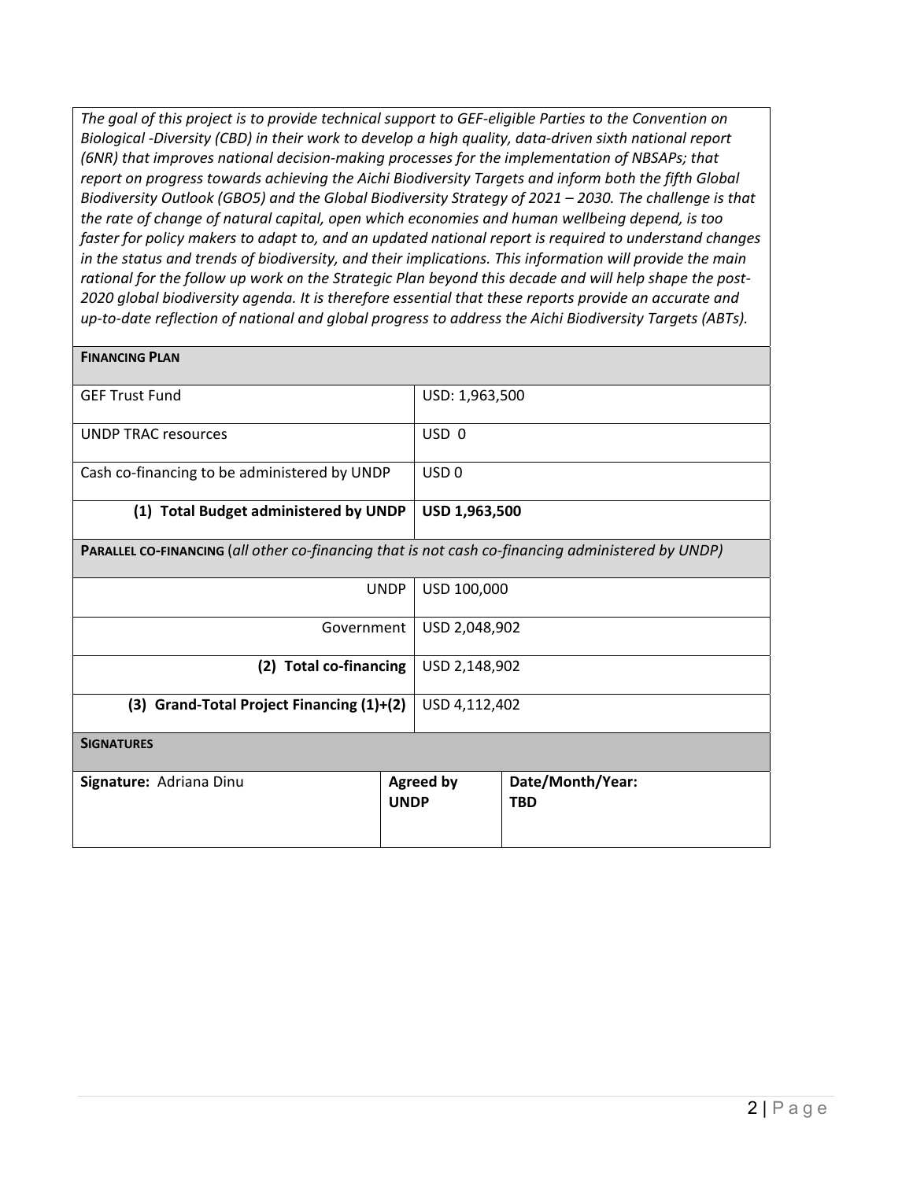*The goal of this project is to provide technical support to GEF-eligible Parties to the Convention on Biological -Diversity (CBD) in their work to develop a high quality, data-driven sixth national report (6NR) that improves national decision-making processes for the implementation of NBSAPs; that report on progress towards achieving the Aichi Biodiversity Targets and inform both the fifth Global Biodiversity Outlook (GBO5) and the Global Biodiversity Strategy of 2021 – 2030. The challenge is that the rate of change of natural capital, open which economies and human wellbeing depend, is too faster for policy makers to adapt to, and an updated national report is required to understand changes in the status and trends of biodiversity, and their implications. This information will provide the main rational for the follow up work on the Strategic Plan beyond this decade and will help shape the post-2020 global biodiversity agenda. It is therefore essential that these reports provide an accurate and up-to-date reflection of national and global progress to address the Aichi Biodiversity Targets (ABTs).*

| **FINANCING PLAN** | |
|---|---|
| GEF Trust Fund | USD: 1,963,500 |
| UNDP TRAC resources | USD 0 |
| Cash co-financing to be administered by UNDP | USD 0 |
| **(1) Total Budget administered by UNDP** | **USD 1,963,500** |
| **PARALLEL CO-FINANCING** (*all other co-financing that is not cash co-financing administered by UNDP*) | |
| UNDP | USD 100,000 |
| Government | USD 2,048,902 |
| **(2) Total co-financing** | USD 2,148,902 |
| **(3) Grand-Total Project Financing (1)+(2)** | USD 4,112,402 |

| **SIGNATURES** | | |
|---|---|---|
| **Signature:** Adriana Dinu | **Agreed by UNDP** | **Date/Month/Year: TBD** |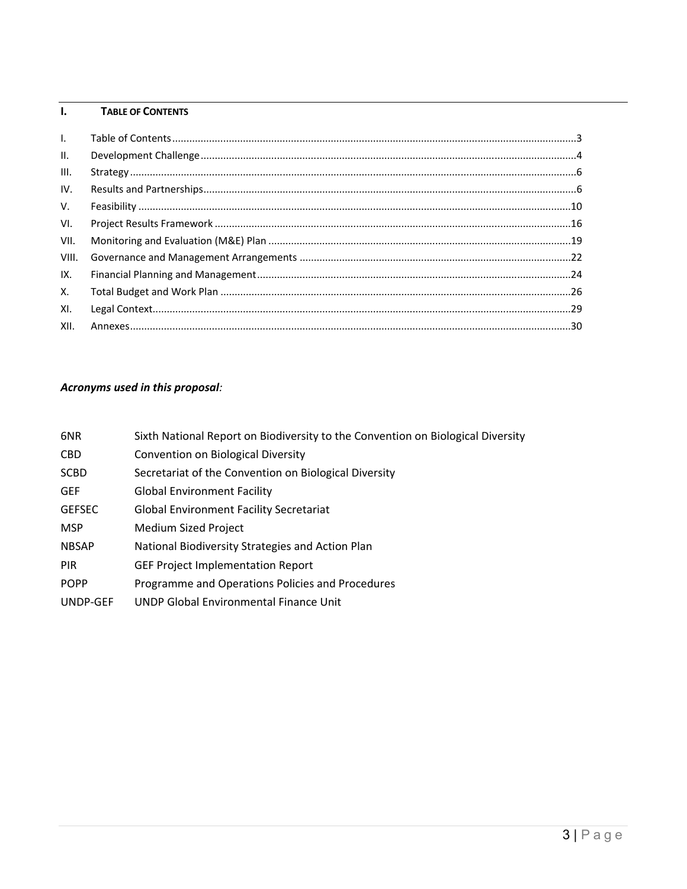## I. Table of Contents

| | | |
|---|---|---|
| I. | Table of Contents | 3 |
| II. | Development Challenge | 4 |
| III. | Strategy | 6 |
| IV. | Results and Partnerships | 6 |
| V. | Feasibility | 10 |
| VI. | Project Results Framework | 16 |
| VII. | Monitoring and Evaluation (M&E) Plan | 19 |
| VIII. | Governance and Management Arrangements | 22 |
| IX. | Financial Planning and Management | 24 |
| X. | Total Budget and Work Plan | 26 |
| XI. | Legal Context | 29 |
| XII. | Annexes | 30 |

***Acronyms used in this proposal:***

| | |
|---|---|
| 6NR | Sixth National Report on Biodiversity to the Convention on Biological Diversity |
| CBD | Convention on Biological Diversity |
| SCBD | Secretariat of the Convention on Biological Diversity |
| GEF | Global Environment Facility |
| GEFSEC | Global Environment Facility Secretariat |
| MSP | Medium Sized Project |
| NBSAP | National Biodiversity Strategies and Action Plan |
| PIR | GEF Project Implementation Report |
| POPP | Programme and Operations Policies and Procedures |
| UNDP-GEF | UNDP Global Environmental Finance Unit |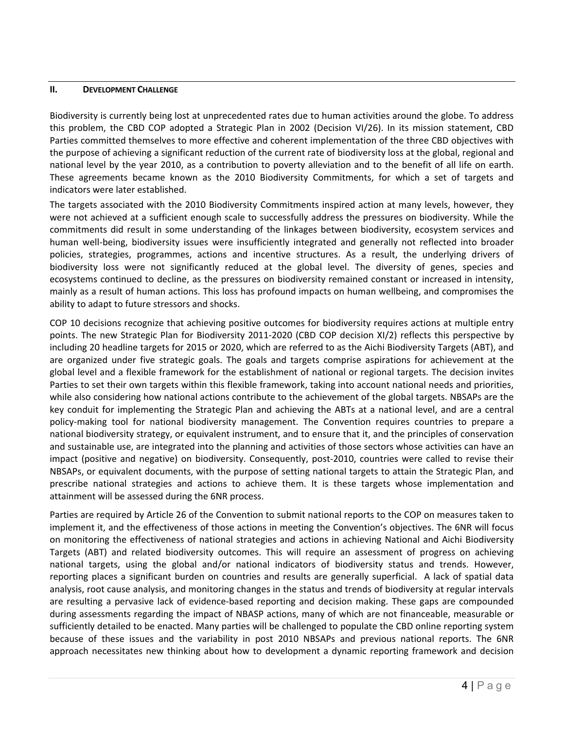## II. Development Challenge

Biodiversity is currently being lost at unprecedented rates due to human activities around the globe. To address this problem, the CBD COP adopted a Strategic Plan in 2002 (Decision VI/26). In its mission statement, CBD Parties committed themselves to more effective and coherent implementation of the three CBD objectives with the purpose of achieving a significant reduction of the current rate of biodiversity loss at the global, regional and national level by the year 2010, as a contribution to poverty alleviation and to the benefit of all life on earth. These agreements became known as the 2010 Biodiversity Commitments, for which a set of targets and indicators were later established.

The targets associated with the 2010 Biodiversity Commitments inspired action at many levels, however, they were not achieved at a sufficient enough scale to successfully address the pressures on biodiversity. While the commitments did result in some understanding of the linkages between biodiversity, ecosystem services and human well-being, biodiversity issues were insufficiently integrated and generally not reflected into broader policies, strategies, programmes, actions and incentive structures. As a result, the underlying drivers of biodiversity loss were not significantly reduced at the global level. The diversity of genes, species and ecosystems continued to decline, as the pressures on biodiversity remained constant or increased in intensity, mainly as a result of human actions. This loss has profound impacts on human wellbeing, and compromises the ability to adapt to future stressors and shocks.

COP 10 decisions recognize that achieving positive outcomes for biodiversity requires actions at multiple entry points. The new Strategic Plan for Biodiversity 2011-2020 (CBD COP decision XI/2) reflects this perspective by including 20 headline targets for 2015 or 2020, which are referred to as the Aichi Biodiversity Targets (ABT), and are organized under five strategic goals. The goals and targets comprise aspirations for achievement at the global level and a flexible framework for the establishment of national or regional targets. The decision invites Parties to set their own targets within this flexible framework, taking into account national needs and priorities, while also considering how national actions contribute to the achievement of the global targets. NBSAPs are the key conduit for implementing the Strategic Plan and achieving the ABTs at a national level, and are a central policy-making tool for national biodiversity management. The Convention requires countries to prepare a national biodiversity strategy, or equivalent instrument, and to ensure that it, and the principles of conservation and sustainable use, are integrated into the planning and activities of those sectors whose activities can have an impact (positive and negative) on biodiversity. Consequently, post-2010, countries were called to revise their NBSAPs, or equivalent documents, with the purpose of setting national targets to attain the Strategic Plan, and prescribe national strategies and actions to achieve them. It is these targets whose implementation and attainment will be assessed during the 6NR process.

Parties are required by Article 26 of the Convention to submit national reports to the COP on measures taken to implement it, and the effectiveness of those actions in meeting the Convention's objectives. The 6NR will focus on monitoring the effectiveness of national strategies and actions in achieving National and Aichi Biodiversity Targets (ABT) and related biodiversity outcomes. This will require an assessment of progress on achieving national targets, using the global and/or national indicators of biodiversity status and trends. However, reporting places a significant burden on countries and results are generally superficial. A lack of spatial data analysis, root cause analysis, and monitoring changes in the status and trends of biodiversity at regular intervals are resulting a pervasive lack of evidence-based reporting and decision making. These gaps are compounded during assessments regarding the impact of NBASP actions, many of which are not financeable, measurable or sufficiently detailed to be enacted. Many parties will be challenged to populate the CBD online reporting system because of these issues and the variability in post 2010 NBSAPs and previous national reports. The 6NR approach necessitates new thinking about how to development a dynamic reporting framework and decision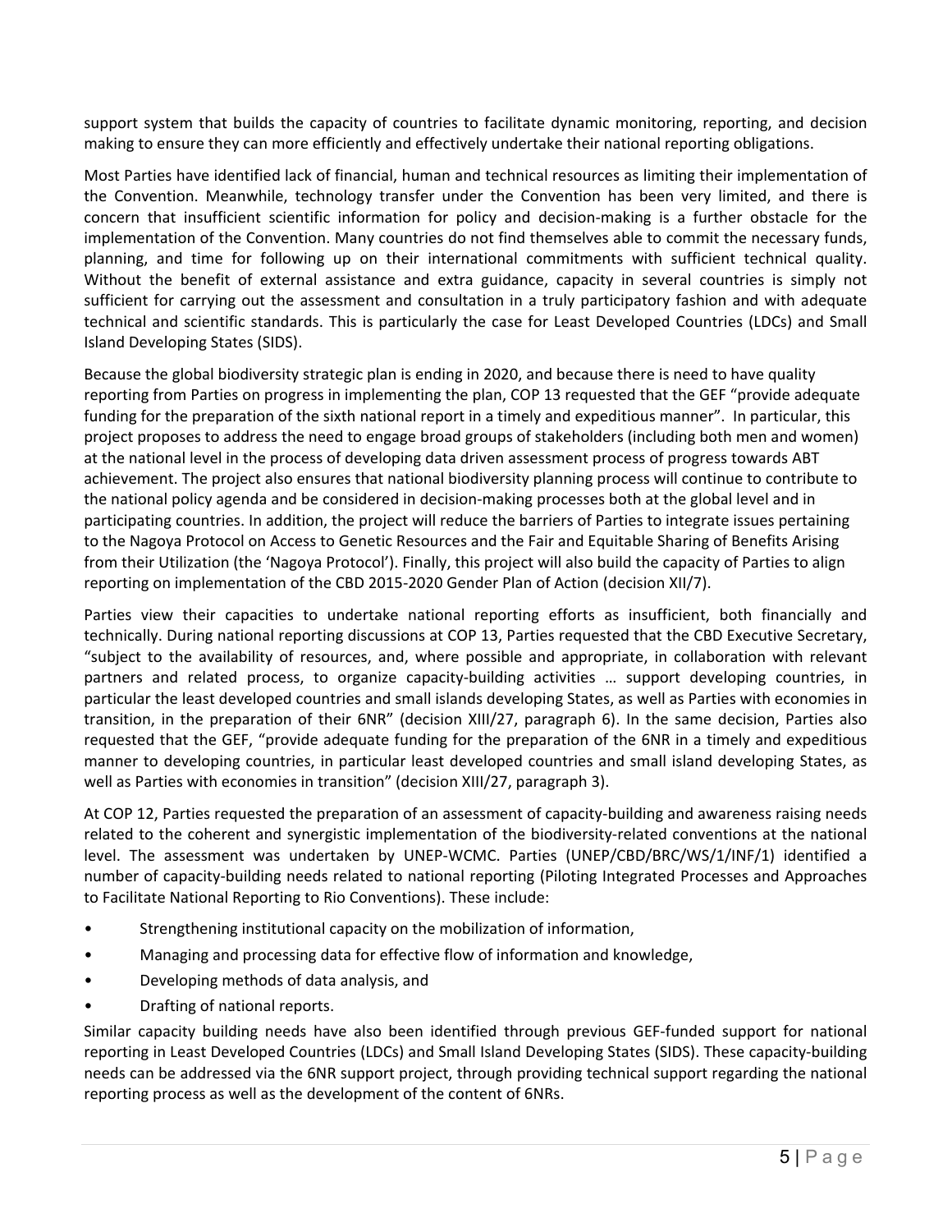support system that builds the capacity of countries to facilitate dynamic monitoring, reporting, and decision making to ensure they can more efficiently and effectively undertake their national reporting obligations.

Most Parties have identified lack of financial, human and technical resources as limiting their implementation of the Convention. Meanwhile, technology transfer under the Convention has been very limited, and there is concern that insufficient scientific information for policy and decision-making is a further obstacle for the implementation of the Convention. Many countries do not find themselves able to commit the necessary funds, planning, and time for following up on their international commitments with sufficient technical quality. Without the benefit of external assistance and extra guidance, capacity in several countries is simply not sufficient for carrying out the assessment and consultation in a truly participatory fashion and with adequate technical and scientific standards. This is particularly the case for Least Developed Countries (LDCs) and Small Island Developing States (SIDS).

Because the global biodiversity strategic plan is ending in 2020, and because there is need to have quality reporting from Parties on progress in implementing the plan, COP 13 requested that the GEF "provide adequate funding for the preparation of the sixth national report in a timely and expeditious manner". In particular, this project proposes to address the need to engage broad groups of stakeholders (including both men and women) at the national level in the process of developing data driven assessment process of progress towards ABT achievement. The project also ensures that national biodiversity planning process will continue to contribute to the national policy agenda and be considered in decision-making processes both at the global level and in participating countries. In addition, the project will reduce the barriers of Parties to integrate issues pertaining to the Nagoya Protocol on Access to Genetic Resources and the Fair and Equitable Sharing of Benefits Arising from their Utilization (the 'Nagoya Protocol'). Finally, this project will also build the capacity of Parties to align reporting on implementation of the CBD 2015-2020 Gender Plan of Action (decision XII/7).

Parties view their capacities to undertake national reporting efforts as insufficient, both financially and technically. During national reporting discussions at COP 13, Parties requested that the CBD Executive Secretary, "subject to the availability of resources, and, where possible and appropriate, in collaboration with relevant partners and related process, to organize capacity-building activities … support developing countries, in particular the least developed countries and small islands developing States, as well as Parties with economies in transition, in the preparation of their 6NR" (decision XIII/27, paragraph 6). In the same decision, Parties also requested that the GEF, "provide adequate funding for the preparation of the 6NR in a timely and expeditious manner to developing countries, in particular least developed countries and small island developing States, as well as Parties with economies in transition" (decision XIII/27, paragraph 3).

At COP 12, Parties requested the preparation of an assessment of capacity-building and awareness raising needs related to the coherent and synergistic implementation of the biodiversity-related conventions at the national level. The assessment was undertaken by UNEP-WCMC. Parties (UNEP/CBD/BRC/WS/1/INF/1) identified a number of capacity-building needs related to national reporting (Piloting Integrated Processes and Approaches to Facilitate National Reporting to Rio Conventions). These include:

- Strengthening institutional capacity on the mobilization of information,
- Managing and processing data for effective flow of information and knowledge,
- Developing methods of data analysis, and
- Drafting of national reports.

Similar capacity building needs have also been identified through previous GEF-funded support for national reporting in Least Developed Countries (LDCs) and Small Island Developing States (SIDS). These capacity-building needs can be addressed via the 6NR support project, through providing technical support regarding the national reporting process as well as the development of the content of 6NRs.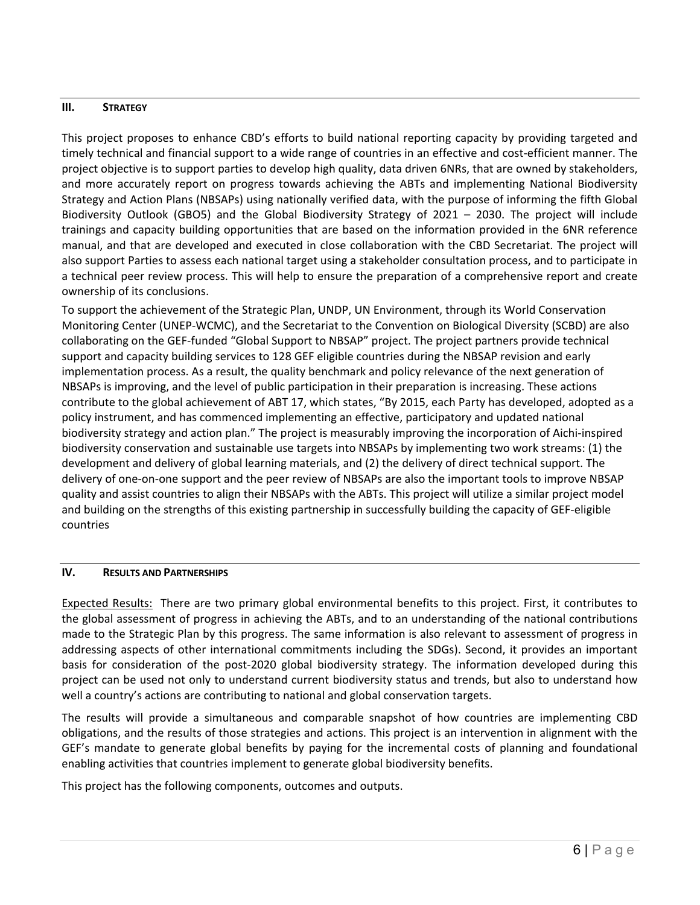## III. Strategy

This project proposes to enhance CBD's efforts to build national reporting capacity by providing targeted and timely technical and financial support to a wide range of countries in an effective and cost-efficient manner. The project objective is to support parties to develop high quality, data driven 6NRs, that are owned by stakeholders, and more accurately report on progress towards achieving the ABTs and implementing National Biodiversity Strategy and Action Plans (NBSAPs) using nationally verified data, with the purpose of informing the fifth Global Biodiversity Outlook (GBO5) and the Global Biodiversity Strategy of 2021 – 2030. The project will include trainings and capacity building opportunities that are based on the information provided in the 6NR reference manual, and that are developed and executed in close collaboration with the CBD Secretariat. The project will also support Parties to assess each national target using a stakeholder consultation process, and to participate in a technical peer review process. This will help to ensure the preparation of a comprehensive report and create ownership of its conclusions.

To support the achievement of the Strategic Plan, UNDP, UN Environment, through its World Conservation Monitoring Center (UNEP-WCMC), and the Secretariat to the Convention on Biological Diversity (SCBD) are also collaborating on the GEF-funded "Global Support to NBSAP" project. The project partners provide technical support and capacity building services to 128 GEF eligible countries during the NBSAP revision and early implementation process. As a result, the quality benchmark and policy relevance of the next generation of NBSAPs is improving, and the level of public participation in their preparation is increasing. These actions contribute to the global achievement of ABT 17, which states, "By 2015, each Party has developed, adopted as a policy instrument, and has commenced implementing an effective, participatory and updated national biodiversity strategy and action plan." The project is measurably improving the incorporation of Aichi-inspired biodiversity conservation and sustainable use targets into NBSAPs by implementing two work streams: (1) the development and delivery of global learning materials, and (2) the delivery of direct technical support. The delivery of one-on-one support and the peer review of NBSAPs are also the important tools to improve NBSAP quality and assist countries to align their NBSAPs with the ABTs. This project will utilize a similar project model and building on the strengths of this existing partnership in successfully building the capacity of GEF-eligible countries

## IV. Results and Partnerships

Expected Results: There are two primary global environmental benefits to this project. First, it contributes to the global assessment of progress in achieving the ABTs, and to an understanding of the national contributions made to the Strategic Plan by this progress. The same information is also relevant to assessment of progress in addressing aspects of other international commitments including the SDGs). Second, it provides an important basis for consideration of the post-2020 global biodiversity strategy. The information developed during this project can be used not only to understand current biodiversity status and trends, but also to understand how well a country's actions are contributing to national and global conservation targets.

The results will provide a simultaneous and comparable snapshot of how countries are implementing CBD obligations, and the results of those strategies and actions. This project is an intervention in alignment with the GEF's mandate to generate global benefits by paying for the incremental costs of planning and foundational enabling activities that countries implement to generate global biodiversity benefits.

This project has the following components, outcomes and outputs.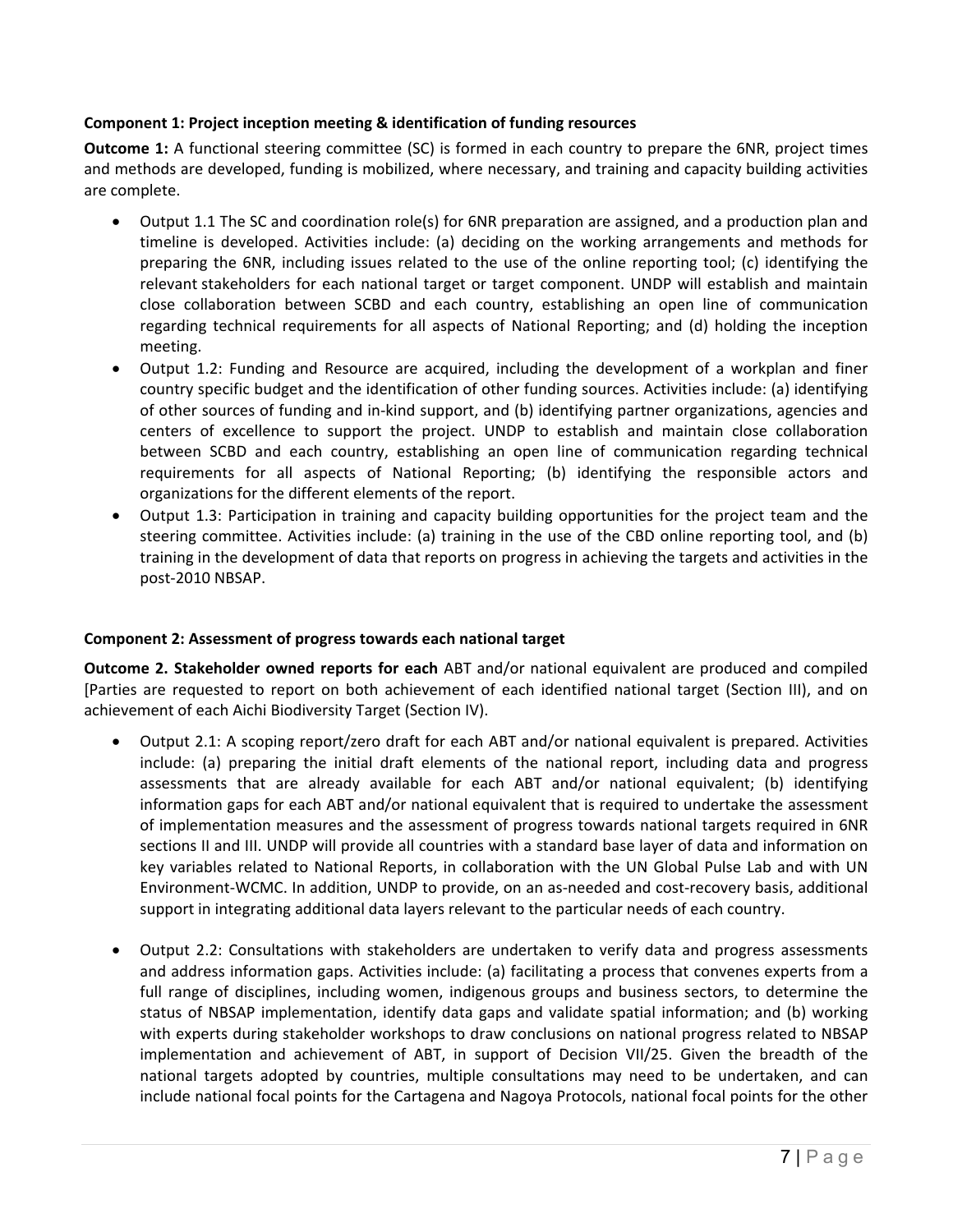**Component 1: Project inception meeting & identification of funding resources**

**Outcome 1:** A functional steering committee (SC) is formed in each country to prepare the 6NR, project times and methods are developed, funding is mobilized, where necessary, and training and capacity building activities are complete.

- Output 1.1 The SC and coordination role(s) for 6NR preparation are assigned, and a production plan and timeline is developed. Activities include: (a) deciding on the working arrangements and methods for preparing the 6NR, including issues related to the use of the online reporting tool; (c) identifying the relevant stakeholders for each national target or target component. UNDP will establish and maintain close collaboration between SCBD and each country, establishing an open line of communication regarding technical requirements for all aspects of National Reporting; and (d) holding the inception meeting.
- Output 1.2: Funding and Resource are acquired, including the development of a workplan and finer country specific budget and the identification of other funding sources. Activities include: (a) identifying of other sources of funding and in-kind support, and (b) identifying partner organizations, agencies and centers of excellence to support the project. UNDP to establish and maintain close collaboration between SCBD and each country, establishing an open line of communication regarding technical requirements for all aspects of National Reporting; (b) identifying the responsible actors and organizations for the different elements of the report.
- Output 1.3: Participation in training and capacity building opportunities for the project team and the steering committee. Activities include: (a) training in the use of the CBD online reporting tool, and (b) training in the development of data that reports on progress in achieving the targets and activities in the post-2010 NBSAP.

**Component 2: Assessment of progress towards each national target**

**Outcome 2. Stakeholder owned reports for each** ABT and/or national equivalent are produced and compiled [Parties are requested to report on both achievement of each identified national target (Section III), and on achievement of each Aichi Biodiversity Target (Section IV).

- Output 2.1: A scoping report/zero draft for each ABT and/or national equivalent is prepared. Activities include: (a) preparing the initial draft elements of the national report, including data and progress assessments that are already available for each ABT and/or national equivalent; (b) identifying information gaps for each ABT and/or national equivalent that is required to undertake the assessment of implementation measures and the assessment of progress towards national targets required in 6NR sections II and III. UNDP will provide all countries with a standard base layer of data and information on key variables related to National Reports, in collaboration with the UN Global Pulse Lab and with UN Environment-WCMC. In addition, UNDP to provide, on an as-needed and cost-recovery basis, additional support in integrating additional data layers relevant to the particular needs of each country.

- Output 2.2: Consultations with stakeholders are undertaken to verify data and progress assessments and address information gaps. Activities include: (a) facilitating a process that convenes experts from a full range of disciplines, including women, indigenous groups and business sectors, to determine the status of NBSAP implementation, identify data gaps and validate spatial information; and (b) working with experts during stakeholder workshops to draw conclusions on national progress related to NBSAP implementation and achievement of ABT, in support of Decision VII/25. Given the breadth of the national targets adopted by countries, multiple consultations may need to be undertaken, and can include national focal points for the Cartagena and Nagoya Protocols, national focal points for the other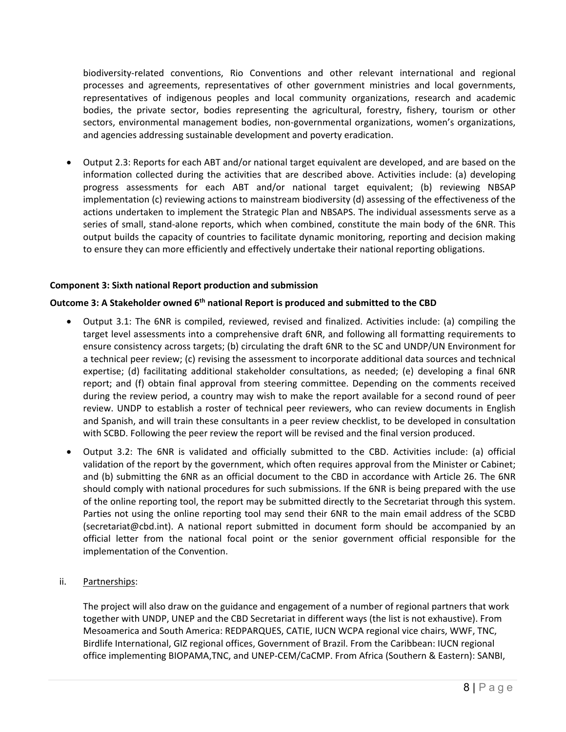biodiversity-related conventions, Rio Conventions and other relevant international and regional processes and agreements, representatives of other government ministries and local governments, representatives of indigenous peoples and local community organizations, research and academic bodies, the private sector, bodies representing the agricultural, forestry, fishery, tourism or other sectors, environmental management bodies, non-governmental organizations, women's organizations, and agencies addressing sustainable development and poverty eradication.

- Output 2.3: Reports for each ABT and/or national target equivalent are developed, and are based on the information collected during the activities that are described above. Activities include: (a) developing progress assessments for each ABT and/or national target equivalent; (b) reviewing NBSAP implementation (c) reviewing actions to mainstream biodiversity (d) assessing of the effectiveness of the actions undertaken to implement the Strategic Plan and NBSAPS. The individual assessments serve as a series of small, stand-alone reports, which when combined, constitute the main body of the 6NR. This output builds the capacity of countries to facilitate dynamic monitoring, reporting and decision making to ensure they can more efficiently and effectively undertake their national reporting obligations.

**Component 3: Sixth national Report production and submission**

**Outcome 3: A Stakeholder owned 6th national Report is produced and submitted to the CBD**

- Output 3.1: The 6NR is compiled, reviewed, revised and finalized. Activities include: (a) compiling the target level assessments into a comprehensive draft 6NR, and following all formatting requirements to ensure consistency across targets; (b) circulating the draft 6NR to the SC and UNDP/UN Environment for a technical peer review; (c) revising the assessment to incorporate additional data sources and technical expertise; (d) facilitating additional stakeholder consultations, as needed; (e) developing a final 6NR report; and (f) obtain final approval from steering committee. Depending on the comments received during the review period, a country may wish to make the report available for a second round of peer review. UNDP to establish a roster of technical peer reviewers, who can review documents in English and Spanish, and will train these consultants in a peer review checklist, to be developed in consultation with SCBD. Following the peer review the report will be revised and the final version produced.
- Output 3.2: The 6NR is validated and officially submitted to the CBD. Activities include: (a) official validation of the report by the government, which often requires approval from the Minister or Cabinet; and (b) submitting the 6NR as an official document to the CBD in accordance with Article 26. The 6NR should comply with national procedures for such submissions. If the 6NR is being prepared with the use of the online reporting tool, the report may be submitted directly to the Secretariat through this system. Parties not using the online reporting tool may send their 6NR to the main email address of the SCBD (secretariat@cbd.int). A national report submitted in document form should be accompanied by an official letter from the national focal point or the senior government official responsible for the implementation of the Convention.

ii. Partnerships:

The project will also draw on the guidance and engagement of a number of regional partners that work together with UNDP, UNEP and the CBD Secretariat in different ways (the list is not exhaustive). From Mesoamerica and South America: REDPARQUES, CATIE, IUCN WCPA regional vice chairs, WWF, TNC, Birdlife International, GIZ regional offices, Government of Brazil. From the Caribbean: IUCN regional office implementing BIOPAMA,TNC, and UNEP-CEM/CaCMP. From Africa (Southern & Eastern): SANBI,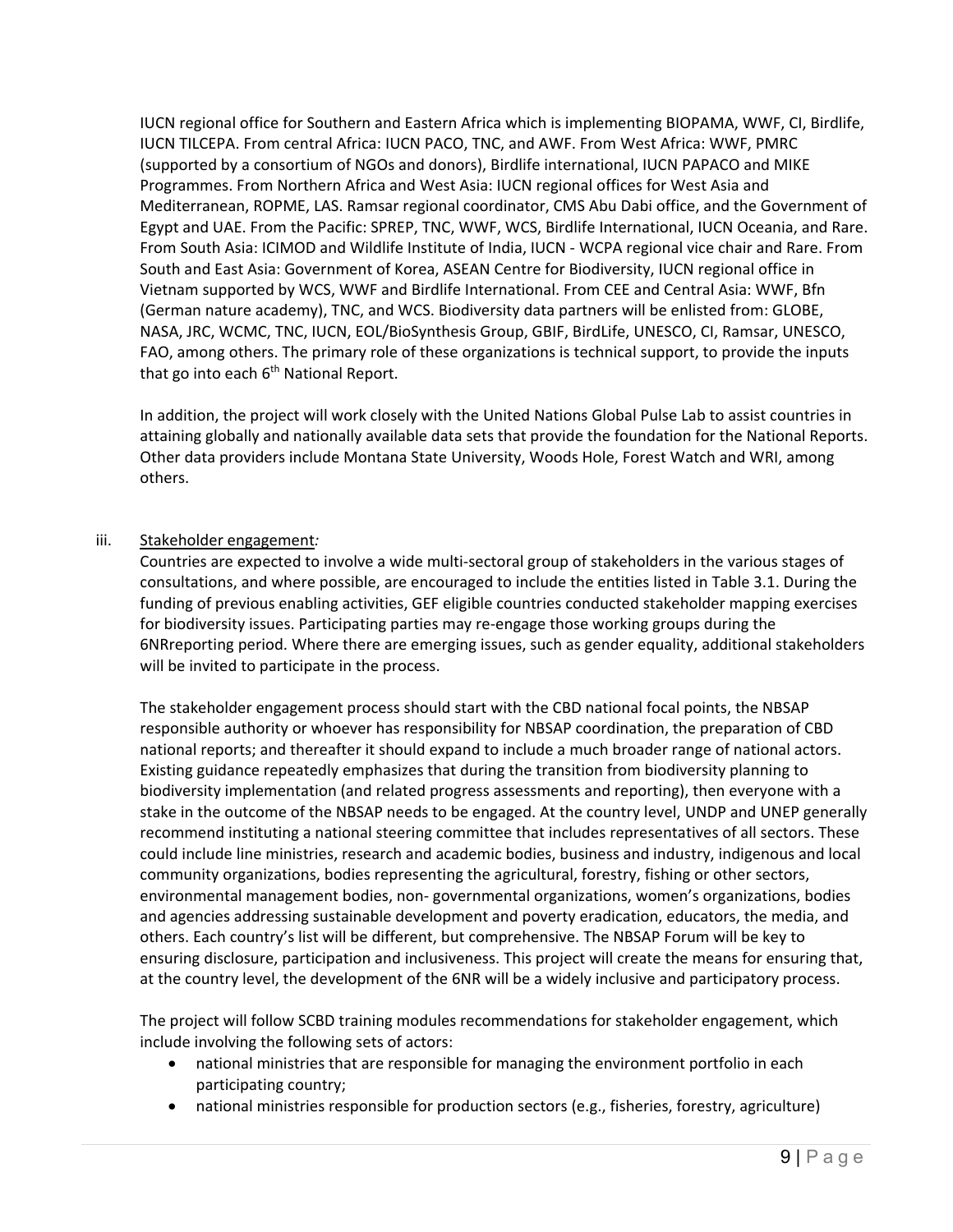IUCN regional office for Southern and Eastern Africa which is implementing BIOPAMA, WWF, CI, Birdlife, IUCN TILCEPA. From central Africa: IUCN PACO, TNC, and AWF. From West Africa: WWF, PMRC (supported by a consortium of NGOs and donors), Birdlife international, IUCN PAPACO and MIKE Programmes. From Northern Africa and West Asia: IUCN regional offices for West Asia and Mediterranean, ROPME, LAS. Ramsar regional coordinator, CMS Abu Dabi office, and the Government of Egypt and UAE. From the Pacific: SPREP, TNC, WWF, WCS, Birdlife International, IUCN Oceania, and Rare. From South Asia: ICIMOD and Wildlife Institute of India, IUCN - WCPA regional vice chair and Rare. From South and East Asia: Government of Korea, ASEAN Centre for Biodiversity, IUCN regional office in Vietnam supported by WCS, WWF and Birdlife International. From CEE and Central Asia: WWF, Bfn (German nature academy), TNC, and WCS. Biodiversity data partners will be enlisted from: GLOBE, NASA, JRC, WCMC, TNC, IUCN, EOL/BioSynthesis Group, GBIF, BirdLife, UNESCO, CI, Ramsar, UNESCO, FAO, among others. The primary role of these organizations is technical support, to provide the inputs that go into each 6th National Report.

In addition, the project will work closely with the United Nations Global Pulse Lab to assist countries in attaining globally and nationally available data sets that provide the foundation for the National Reports. Other data providers include Montana State University, Woods Hole, Forest Watch and WRI, among others.

iii. Stakeholder engagement*:*

Countries are expected to involve a wide multi-sectoral group of stakeholders in the various stages of consultations, and where possible, are encouraged to include the entities listed in Table 3.1. During the funding of previous enabling activities, GEF eligible countries conducted stakeholder mapping exercises for biodiversity issues. Participating parties may re-engage those working groups during the 6NRreporting period. Where there are emerging issues, such as gender equality, additional stakeholders will be invited to participate in the process.

The stakeholder engagement process should start with the CBD national focal points, the NBSAP responsible authority or whoever has responsibility for NBSAP coordination, the preparation of CBD national reports; and thereafter it should expand to include a much broader range of national actors. Existing guidance repeatedly emphasizes that during the transition from biodiversity planning to biodiversity implementation (and related progress assessments and reporting), then everyone with a stake in the outcome of the NBSAP needs to be engaged. At the country level, UNDP and UNEP generally recommend instituting a national steering committee that includes representatives of all sectors. These could include line ministries, research and academic bodies, business and industry, indigenous and local community organizations, bodies representing the agricultural, forestry, fishing or other sectors, environmental management bodies, non- governmental organizations, women's organizations, bodies and agencies addressing sustainable development and poverty eradication, educators, the media, and others. Each country's list will be different, but comprehensive. The NBSAP Forum will be key to ensuring disclosure, participation and inclusiveness. This project will create the means for ensuring that, at the country level, the development of the 6NR will be a widely inclusive and participatory process.

The project will follow SCBD training modules recommendations for stakeholder engagement, which include involving the following sets of actors:

- national ministries that are responsible for managing the environment portfolio in each participating country;
- national ministries responsible for production sectors (e.g., fisheries, forestry, agriculture)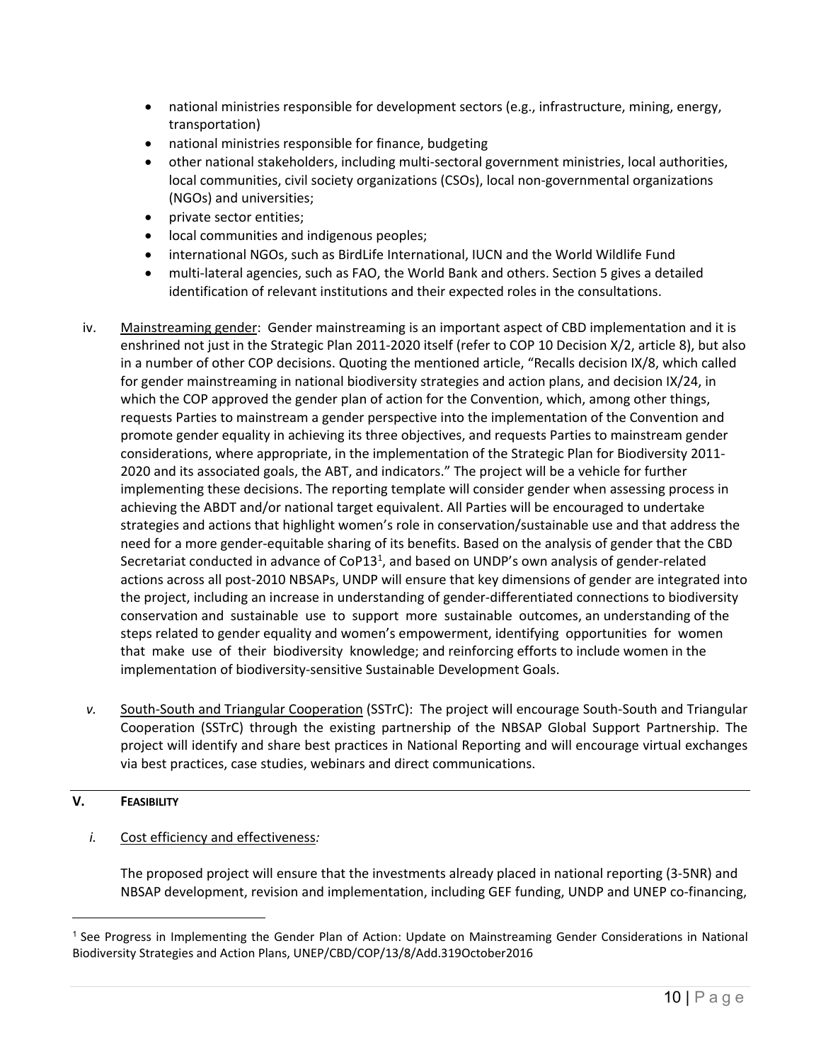- national ministries responsible for development sectors (e.g., infrastructure, mining, energy, transportation)
- national ministries responsible for finance, budgeting
- other national stakeholders, including multi-sectoral government ministries, local authorities, local communities, civil society organizations (CSOs), local non-governmental organizations (NGOs) and universities;
- private sector entities;
- local communities and indigenous peoples;
- international NGOs, such as BirdLife International, IUCN and the World Wildlife Fund
- multi-lateral agencies, such as FAO, the World Bank and others. Section 5 gives a detailed identification of relevant institutions and their expected roles in the consultations.

iv. <u>Mainstreaming gender</u>: Gender mainstreaming is an important aspect of CBD implementation and it is enshrined not just in the Strategic Plan 2011-2020 itself (refer to COP 10 Decision X/2, article 8), but also in a number of other COP decisions. Quoting the mentioned article, "Recalls decision IX/8, which called for gender mainstreaming in national biodiversity strategies and action plans, and decision IX/24, in which the COP approved the gender plan of action for the Convention, which, among other things, requests Parties to mainstream a gender perspective into the implementation of the Convention and promote gender equality in achieving its three objectives, and requests Parties to mainstream gender considerations, where appropriate, in the implementation of the Strategic Plan for Biodiversity 2011-2020 and its associated goals, the ABT, and indicators." The project will be a vehicle for further implementing these decisions. The reporting template will consider gender when assessing process in achieving the ABDT and/or national target equivalent. All Parties will be encouraged to undertake strategies and actions that highlight women's role in conservation/sustainable use and that address the need for a more gender-equitable sharing of its benefits. Based on the analysis of gender that the CBD Secretariat conducted in advance of CoP13[1], and based on UNDP's own analysis of gender-related actions across all post-2010 NBSAPs, UNDP will ensure that key dimensions of gender are integrated into the project, including an increase in understanding of gender-differentiated connections to biodiversity conservation and sustainable use to support more sustainable outcomes, an understanding of the steps related to gender equality and women's empowerment, identifying opportunities for women that make use of their biodiversity knowledge; and reinforcing efforts to include women in the implementation of biodiversity-sensitive Sustainable Development Goals.

*v.* <u>South-South and Triangular Cooperation</u> (SSTrC): The project will encourage South-South and Triangular Cooperation (SSTrC) through the existing partnership of the NBSAP Global Support Partnership. The project will identify and share best practices in National Reporting and will encourage virtual exchanges via best practices, case studies, webinars and direct communications.

## V. FEASIBILITY

*i.* <u>Cost efficiency and effectiveness</u>*:*

The proposed project will ensure that the investments already placed in national reporting (3-5NR) and NBSAP development, revision and implementation, including GEF funding, UNDP and UNEP co-financing,

[1] See Progress in Implementing the Gender Plan of Action: Update on Mainstreaming Gender Considerations in National Biodiversity Strategies and Action Plans, UNEP/CBD/COP/13/8/Add.319October2016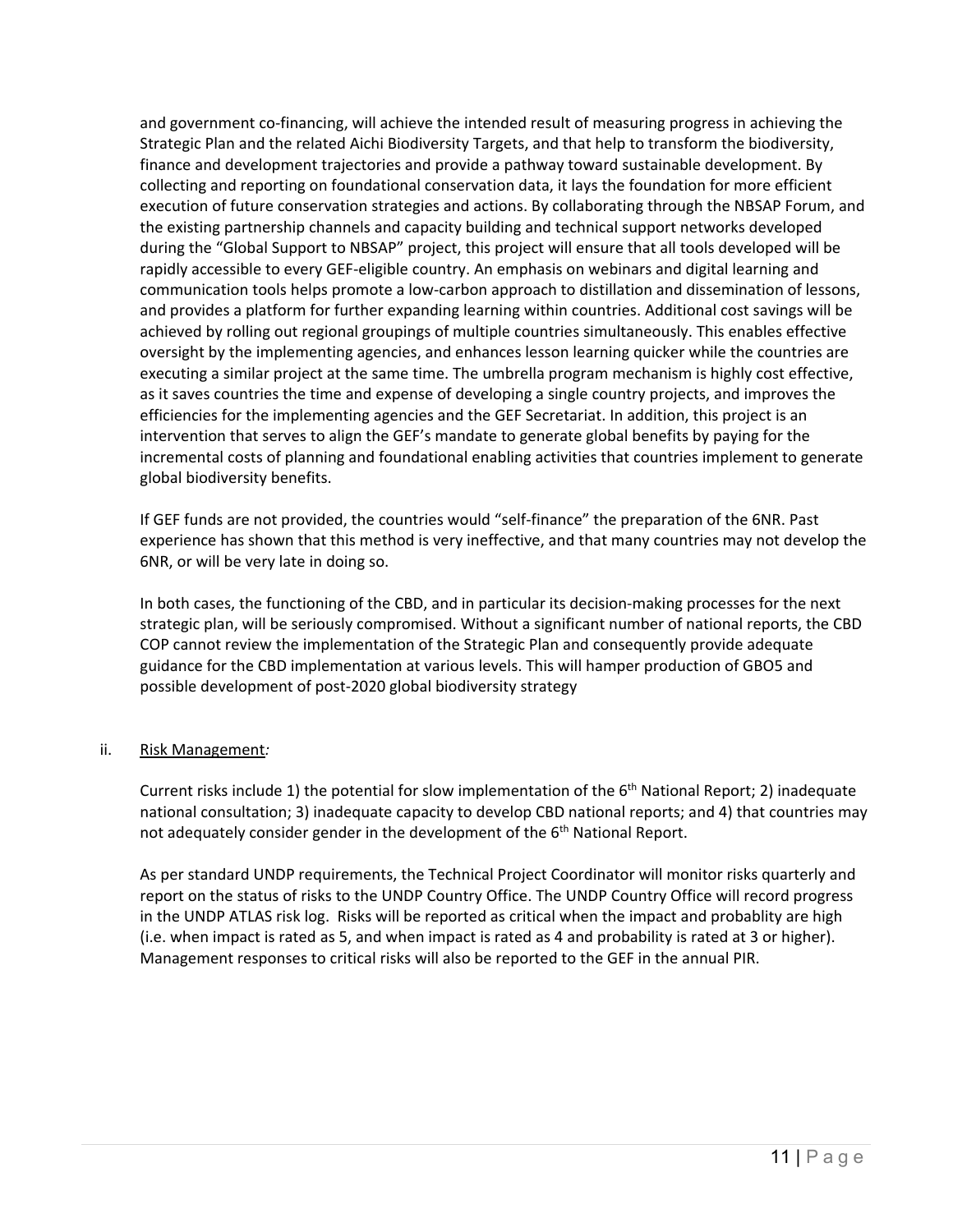and government co-financing, will achieve the intended result of measuring progress in achieving the Strategic Plan and the related Aichi Biodiversity Targets, and that help to transform the biodiversity, finance and development trajectories and provide a pathway toward sustainable development. By collecting and reporting on foundational conservation data, it lays the foundation for more efficient execution of future conservation strategies and actions. By collaborating through the NBSAP Forum, and the existing partnership channels and capacity building and technical support networks developed during the "Global Support to NBSAP" project, this project will ensure that all tools developed will be rapidly accessible to every GEF-eligible country. An emphasis on webinars and digital learning and communication tools helps promote a low-carbon approach to distillation and dissemination of lessons, and provides a platform for further expanding learning within countries. Additional cost savings will be achieved by rolling out regional groupings of multiple countries simultaneously. This enables effective oversight by the implementing agencies, and enhances lesson learning quicker while the countries are executing a similar project at the same time. The umbrella program mechanism is highly cost effective, as it saves countries the time and expense of developing a single country projects, and improves the efficiencies for the implementing agencies and the GEF Secretariat. In addition, this project is an intervention that serves to align the GEF's mandate to generate global benefits by paying for the incremental costs of planning and foundational enabling activities that countries implement to generate global biodiversity benefits.

If GEF funds are not provided, the countries would "self-finance" the preparation of the 6NR. Past experience has shown that this method is very ineffective, and that many countries may not develop the 6NR, or will be very late in doing so.

In both cases, the functioning of the CBD, and in particular its decision-making processes for the next strategic plan, will be seriously compromised. Without a significant number of national reports, the CBD COP cannot review the implementation of the Strategic Plan and consequently provide adequate guidance for the CBD implementation at various levels. This will hamper production of GBO5 and possible development of post-2020 global biodiversity strategy

ii. <u>Risk Management</u>*:*

Current risks include 1) the potential for slow implementation of the 6th National Report; 2) inadequate national consultation; 3) inadequate capacity to develop CBD national reports; and 4) that countries may not adequately consider gender in the development of the 6th National Report.

As per standard UNDP requirements, the Technical Project Coordinator will monitor risks quarterly and report on the status of risks to the UNDP Country Office. The UNDP Country Office will record progress in the UNDP ATLAS risk log. Risks will be reported as critical when the impact and probablity are high (i.e. when impact is rated as 5, and when impact is rated as 4 and probability is rated at 3 or higher). Management responses to critical risks will also be reported to the GEF in the annual PIR.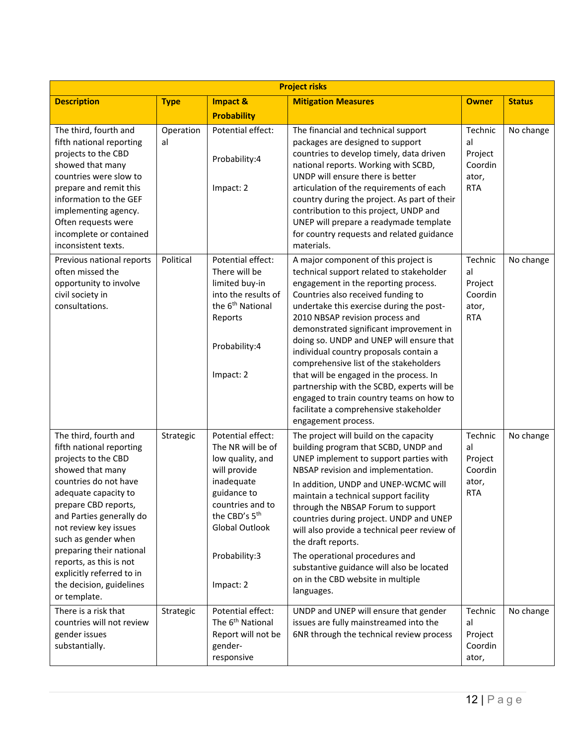| Project risks | | | | | |
|---|---|---|---|---|---|
| **Description** | **Type** | **Impact & Probability** | **Mitigation Measures** | **Owner** | **Status** |
| The third, fourth and fifth national reporting projects to the CBD showed that many countries were slow to prepare and remit this information to the GEF implementing agency. Often requests were incomplete or contained inconsistent texts. | Operational | Potential effect:<br><br>Probability:4<br><br>Impact: 2 | The financial and technical support packages are designed to support countries to develop timely, data driven national reports. Working with SCBD, UNDP will ensure there is better articulation of the requirements of each country during the project. As part of their contribution to this project, UNDP and UNEP will prepare a readymade template for country requests and related guidance materials. | Technical Project Coordinator, RTA | No change |
| Previous national reports often missed the opportunity to involve civil society in consultations. | Political | Potential effect: There will be limited buy-in into the results of the 6th National Reports<br><br>Probability:4<br><br>Impact: 2 | A major component of this project is technical support related to stakeholder engagement in the reporting process. Countries also received funding to undertake this exercise during the post-2010 NBSAP revision process and demonstrated significant improvement in doing so. UNDP and UNEP will ensure that individual country proposals contain a comprehensive list of the stakeholders that will be engaged in the process. In partnership with the SCBD, experts will be engaged to train country teams on how to facilitate a comprehensive stakeholder engagement process. | Technical Project Coordinator, RTA | No change |
| The third, fourth and fifth national reporting projects to the CBD showed that many countries do not have adequate capacity to prepare CBD reports, and Parties generally do not review key issues such as gender when preparing their national reports, as this is not explicitly referred to in the decision, guidelines or template. | Strategic | Potential effect: The NR will be of low quality, and will provide inadequate guidance to countries and to the CBD's 5th Global Outlook<br><br>Probability:3<br><br>Impact: 2 | The project will build on the capacity building program that SCBD, UNDP and UNEP implement to support parties with NBSAP revision and implementation.<br>In addition, UNDP and UNEP-WCMC will maintain a technical support facility through the NBSAP Forum to support countries during project. UNDP and UNEP will also provide a technical peer review of the draft reports.<br>The operational procedures and substantive guidance will also be located on in the CBD website in multiple languages. | Technical Project Coordinator, RTA | No change |
| There is a risk that countries will not review gender issues substantially. | Strategic | Potential effect: The 6th National Report will not be gender-responsive | UNDP and UNEP will ensure that gender issues are fully mainstreamed into the 6NR through the technical review process | Technical Project Coordinator, | No change |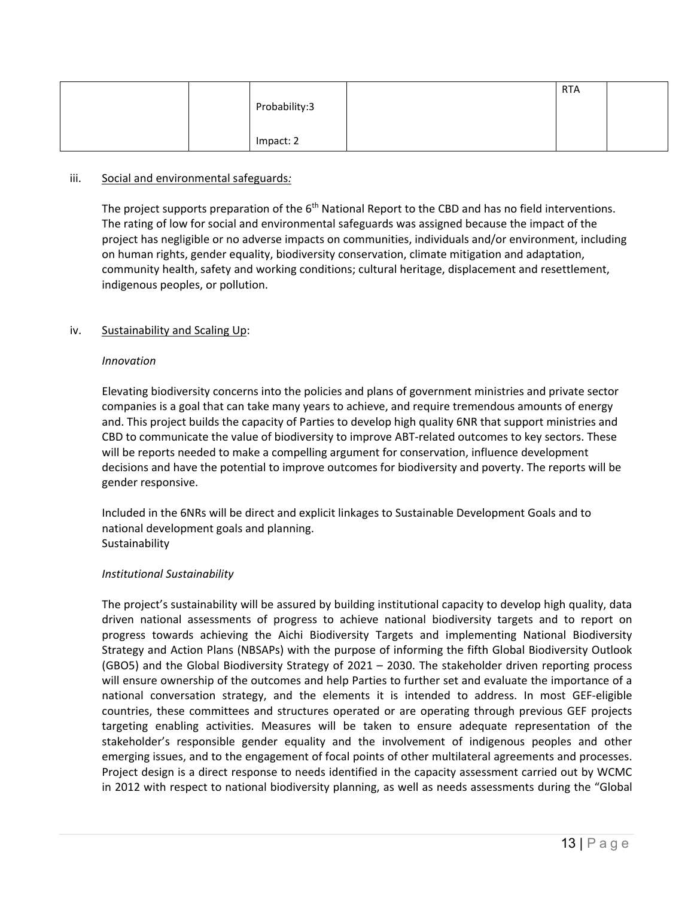| | | | | | |
|---|---|---|---|---|---|
| | | Probability:3<br><br>Impact: 2 | | RTA | |

iii. Social and environmental safeguards*:*

The project supports preparation of the 6th National Report to the CBD and has no field interventions. The rating of low for social and environmental safeguards was assigned because the impact of the project has negligible or no adverse impacts on communities, individuals and/or environment, including on human rights, gender equality, biodiversity conservation, climate mitigation and adaptation, community health, safety and working conditions; cultural heritage, displacement and resettlement, indigenous peoples, or pollution.

iv. Sustainability and Scaling Up:

*Innovation*

Elevating biodiversity concerns into the policies and plans of government ministries and private sector companies is a goal that can take many years to achieve, and require tremendous amounts of energy and. This project builds the capacity of Parties to develop high quality 6NR that support ministries and CBD to communicate the value of biodiversity to improve ABT-related outcomes to key sectors. These will be reports needed to make a compelling argument for conservation, influence development decisions and have the potential to improve outcomes for biodiversity and poverty. The reports will be gender responsive.

Included in the 6NRs will be direct and explicit linkages to Sustainable Development Goals and to national development goals and planning.
Sustainability

*Institutional Sustainability*

The project's sustainability will be assured by building institutional capacity to develop high quality, data driven national assessments of progress to achieve national biodiversity targets and to report on progress towards achieving the Aichi Biodiversity Targets and implementing National Biodiversity Strategy and Action Plans (NBSAPs) with the purpose of informing the fifth Global Biodiversity Outlook (GBO5) and the Global Biodiversity Strategy of 2021 – 2030. The stakeholder driven reporting process will ensure ownership of the outcomes and help Parties to further set and evaluate the importance of a national conversation strategy, and the elements it is intended to address. In most GEF-eligible countries, these committees and structures operated or are operating through previous GEF projects targeting enabling activities. Measures will be taken to ensure adequate representation of the stakeholder's responsible gender equality and the involvement of indigenous peoples and other emerging issues, and to the engagement of focal points of other multilateral agreements and processes. Project design is a direct response to needs identified in the capacity assessment carried out by WCMC in 2012 with respect to national biodiversity planning, as well as needs assessments during the "Global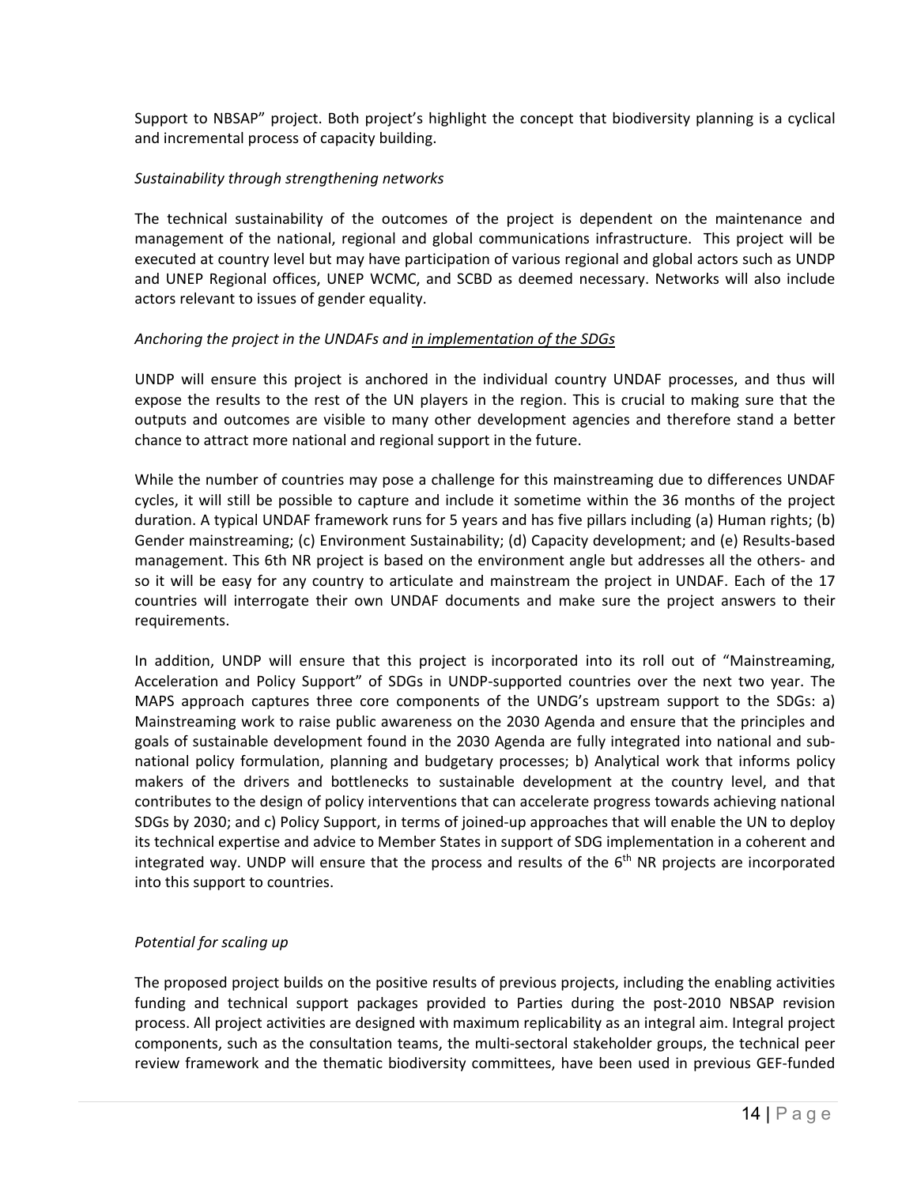Support to NBSAP" project. Both project's highlight the concept that biodiversity planning is a cyclical and incremental process of capacity building.

*Sustainability through strengthening networks*

The technical sustainability of the outcomes of the project is dependent on the maintenance and management of the national, regional and global communications infrastructure. This project will be executed at country level but may have participation of various regional and global actors such as UNDP and UNEP Regional offices, UNEP WCMC, and SCBD as deemed necessary. Networks will also include actors relevant to issues of gender equality.

*Anchoring the project in the UNDAFs and in implementation of the SDGs*

UNDP will ensure this project is anchored in the individual country UNDAF processes, and thus will expose the results to the rest of the UN players in the region. This is crucial to making sure that the outputs and outcomes are visible to many other development agencies and therefore stand a better chance to attract more national and regional support in the future.

While the number of countries may pose a challenge for this mainstreaming due to differences UNDAF cycles, it will still be possible to capture and include it sometime within the 36 months of the project duration. A typical UNDAF framework runs for 5 years and has five pillars including (a) Human rights; (b) Gender mainstreaming; (c) Environment Sustainability; (d) Capacity development; and (e) Results-based management. This 6th NR project is based on the environment angle but addresses all the others- and so it will be easy for any country to articulate and mainstream the project in UNDAF. Each of the 17 countries will interrogate their own UNDAF documents and make sure the project answers to their requirements.

In addition, UNDP will ensure that this project is incorporated into its roll out of "Mainstreaming, Acceleration and Policy Support" of SDGs in UNDP-supported countries over the next two year. The MAPS approach captures three core components of the UNDG's upstream support to the SDGs: a) Mainstreaming work to raise public awareness on the 2030 Agenda and ensure that the principles and goals of sustainable development found in the 2030 Agenda are fully integrated into national and sub-national policy formulation, planning and budgetary processes; b) Analytical work that informs policy makers of the drivers and bottlenecks to sustainable development at the country level, and that contributes to the design of policy interventions that can accelerate progress towards achieving national SDGs by 2030; and c) Policy Support, in terms of joined-up approaches that will enable the UN to deploy its technical expertise and advice to Member States in support of SDG implementation in a coherent and integrated way. UNDP will ensure that the process and results of the 6th NR projects are incorporated into this support to countries.

*Potential for scaling up*

The proposed project builds on the positive results of previous projects, including the enabling activities funding and technical support packages provided to Parties during the post-2010 NBSAP revision process. All project activities are designed with maximum replicability as an integral aim. Integral project components, such as the consultation teams, the multi-sectoral stakeholder groups, the technical peer review framework and the thematic biodiversity committees, have been used in previous GEF-funded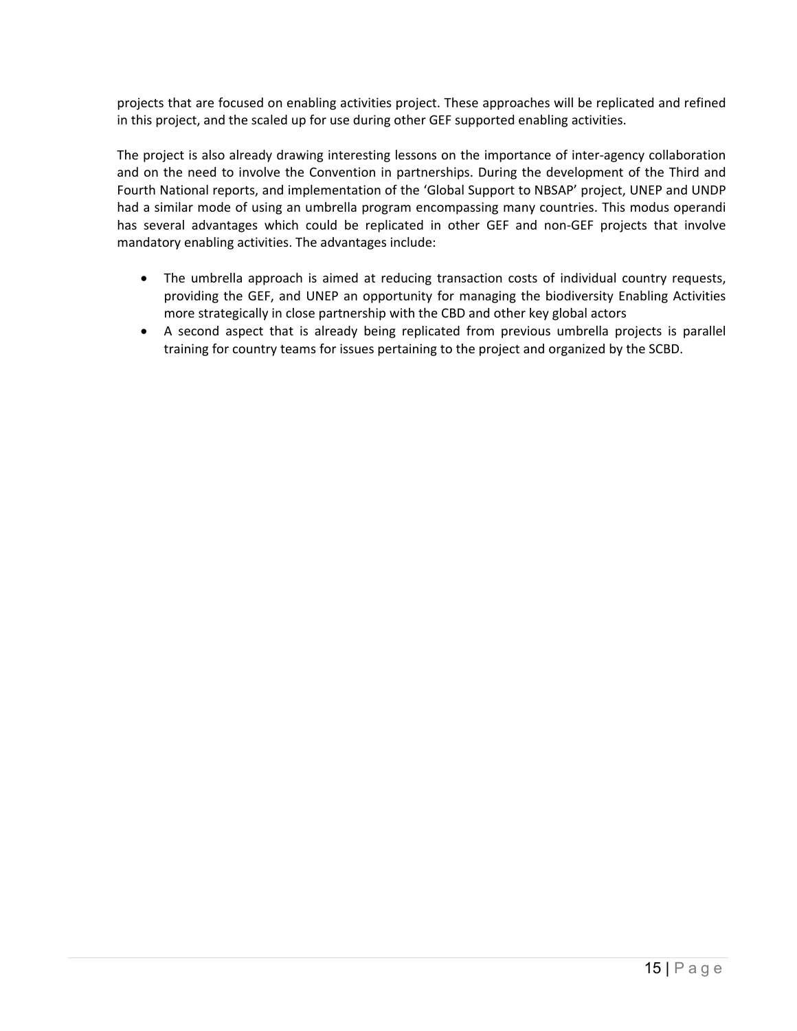projects that are focused on enabling activities project. These approaches will be replicated and refined in this project, and the scaled up for use during other GEF supported enabling activities.

The project is also already drawing interesting lessons on the importance of inter-agency collaboration and on the need to involve the Convention in partnerships. During the development of the Third and Fourth National reports, and implementation of the 'Global Support to NBSAP' project, UNEP and UNDP had a similar mode of using an umbrella program encompassing many countries. This modus operandi has several advantages which could be replicated in other GEF and non-GEF projects that involve mandatory enabling activities. The advantages include:

- The umbrella approach is aimed at reducing transaction costs of individual country requests, providing the GEF, and UNEP an opportunity for managing the biodiversity Enabling Activities more strategically in close partnership with the CBD and other key global actors
- A second aspect that is already being replicated from previous umbrella projects is parallel training for country teams for issues pertaining to the project and organized by the SCBD.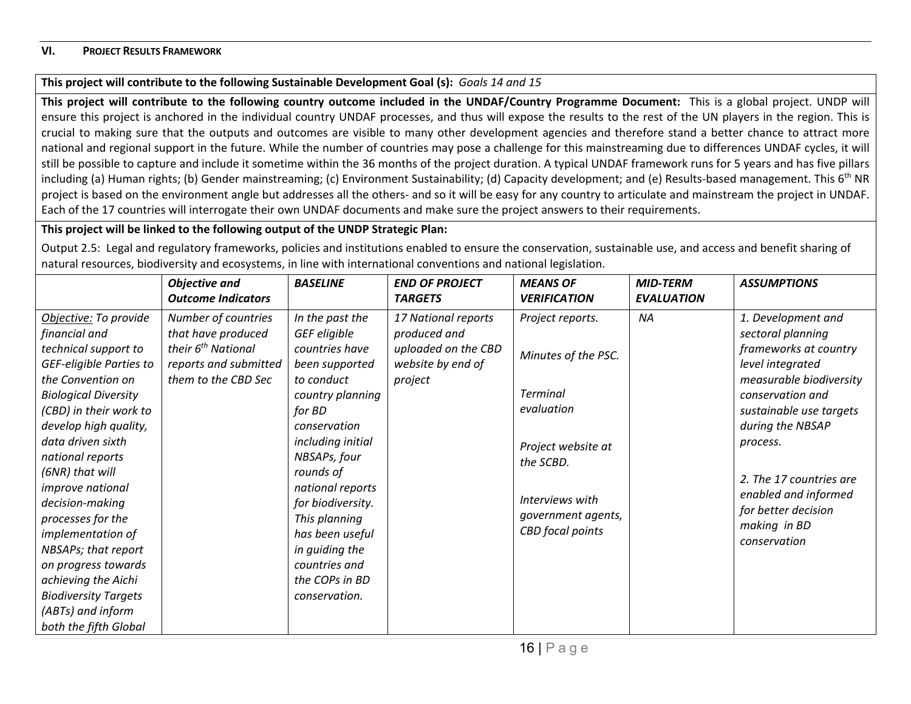## VI. PROJECT RESULTS FRAMEWORK

**This project will contribute to the following Sustainable Development Goal (s):** *Goals 14 and 15*

**This project will contribute to the following country outcome included in the UNDAF/Country Programme Document:** This is a global project. UNDP will ensure this project is anchored in the individual country UNDAF processes, and thus will expose the results to the rest of the UN players in the region. This is crucial to making sure that the outputs and outcomes are visible to many other development agencies and therefore stand a better chance to attract more national and regional support in the future. While the number of countries may pose a challenge for this mainstreaming due to differences UNDAF cycles, it will still be possible to capture and include it sometime within the 36 months of the project duration. A typical UNDAF framework runs for 5 years and has five pillars including (a) Human rights; (b) Gender mainstreaming; (c) Environment Sustainability; (d) Capacity development; and (e) Results-based management. This 6th NR project is based on the environment angle but addresses all the others- and so it will be easy for any country to articulate and mainstream the project in UNDAF. Each of the 17 countries will interrogate their own UNDAF documents and make sure the project answers to their requirements.

**This project will be linked to the following output of the UNDP Strategic Plan:**

Output 2.5: Legal and regulatory frameworks, policies and institutions enabled to ensure the conservation, sustainable use, and access and benefit sharing of natural resources, biodiversity and ecosystems, in line with international conventions and national legislation.

| | *Objective and Outcome Indicators* | *BASELINE* | *END OF PROJECT TARGETS* | *MEANS OF VERIFICATION* | *MID-TERM EVALUATION* | *ASSUMPTIONS* |
|---|---|---|---|---|---|---|
| *Objective: To provide financial and technical support to GEF-eligible Parties to the Convention on Biological Diversity (CBD) in their work to develop high quality, data driven sixth national reports (6NR) that will improve national decision-making processes for the implementation of NBSAPs; that report on progress towards achieving the Aichi Biodiversity Targets (ABTs) and inform both the fifth Global* | *Number of countries that have produced their 6th National reports and submitted them to the CBD Sec* | *In the past the GEF eligible countries have been supported to conduct country planning for BD conservation including initial NBSAPs, four rounds of national reports for biodiversity. This planning has been useful in guiding the countries and the COPs in BD conservation.* | *17 National reports produced and uploaded on the CBD website by end of project* | *Project reports.*<br><br>*Minutes of the PSC.*<br><br>*Terminal evaluation*<br><br>*Project website at the SCBD.*<br><br>*Interviews with government agents, CBD focal points* | *NA* | *1. Development and sectoral planning frameworks at country level integrated measurable biodiversity conservation and sustainable use targets during the NBSAP process.*<br><br>*2. The 17 countries are enabled and informed for better decision making in BD conservation* |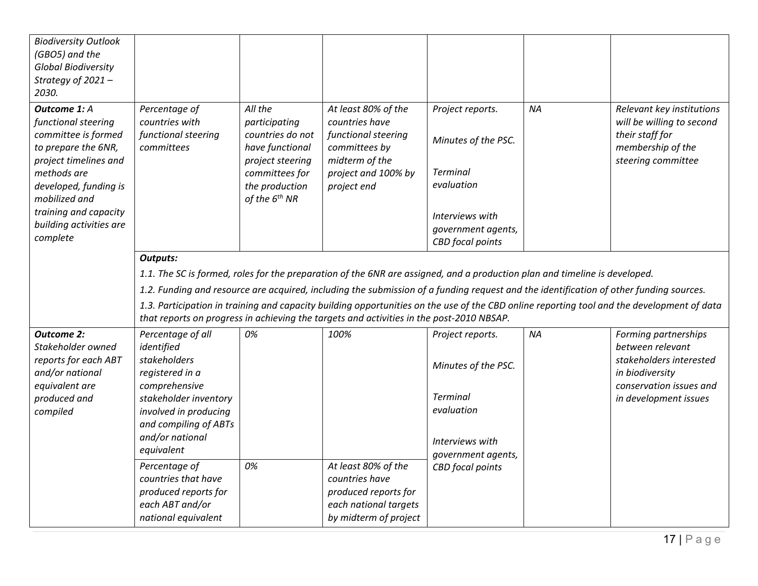| | | | | | | |
|---|---|---|---|---|---|---|
| *Biodiversity Outlook (GBO5) and the Global Biodiversity Strategy of 2021 – 2030.* | | | | | | |
| ***Outcome 1:*** *A functional steering committee is formed to prepare the 6NR, project timelines and methods are developed, funding is mobilized and training and capacity building activities are complete* | *Percentage of countries with functional steering committees* | *All the participating countries do not have functional project steering committees for the production of the 6th NR* | *At least 80% of the countries have functional steering committees by midterm of the project and 100% by project end* | *Project reports.*<br><br>*Minutes of the PSC.*<br><br>*Terminal evaluation*<br><br>*Interviews with government agents, CBD focal points* | *NA* | *Relevant key institutions will be willing to second their staff for membership of the steering committee* |
| | ***Outputs:***<br>*1.1. The SC is formed, roles for the preparation of the 6NR are assigned, and a production plan and timeline is developed.*<br>*1.2. Funding and resource are acquired, including the submission of a funding request and the identification of other funding sources.*<br>*1.3. Participation in training and capacity building opportunities on the use of the CBD online reporting tool and the development of data that reports on progress in achieving the targets and activities in the post-2010 NBSAP.* | | | | | |
| ***Outcome 2:*** *Stakeholder owned reports for each ABT and/or national equivalent are produced and compiled* | *Percentage of all identified stakeholders registered in a comprehensive stakeholder inventory involved in producing and compiling of ABTs and/or national equivalent* | *0%* | *100%* | *Project reports.*<br><br>*Minutes of the PSC.*<br><br>*Terminal evaluation*<br><br>*Interviews with government agents, CBD focal points* | *NA* | *Forming partnerships between relevant stakeholders interested in biodiversity conservation issues and in development issues* |
| | *Percentage of countries that have produced reports for each ABT and/or national equivalent* | *0%* | *At least 80% of the countries have produced reports for each national targets by midterm of project* | | | |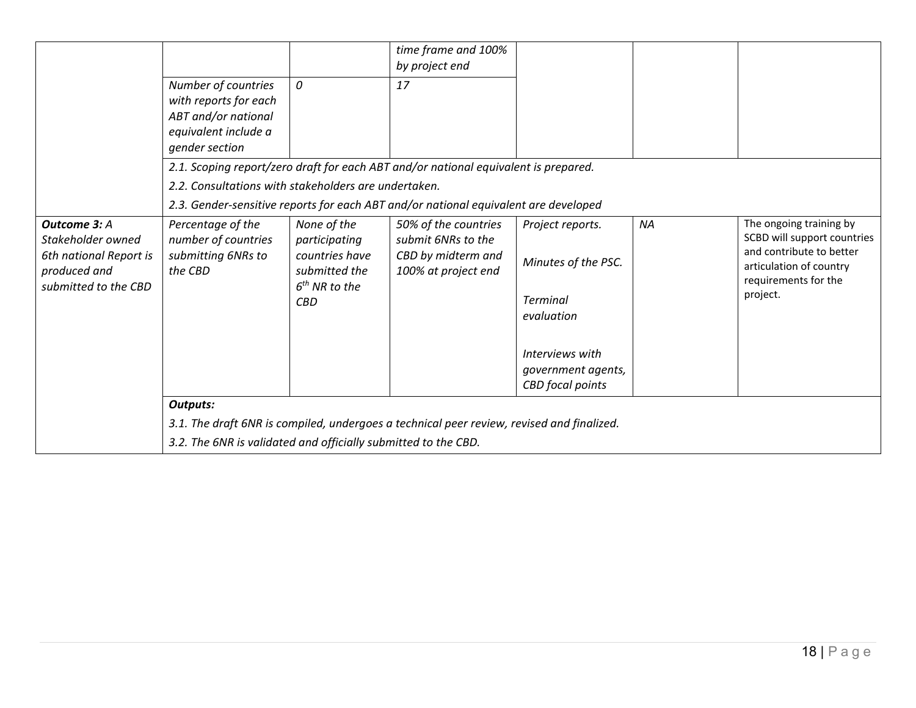| | | | | | | |
|---|---|---|---|---|---|---|
| | | | *time frame and 100% by project end* | | | |
| | *Number of countries with reports for each ABT and/or national equivalent include a gender section* | *0* | *17* | | | |
| | *2.1. Scoping report/zero draft for each ABT and/or national equivalent is prepared.*<br>*2.2. Consultations with stakeholders are undertaken.*<br>*2.3. Gender-sensitive reports for each ABT and/or national equivalent are developed* | | | | | |
| ***Outcome 3:*** *A Stakeholder owned 6th national Report is produced and submitted to the CBD* | *Percentage of the number of countries submitting 6NRs to the CBD* | *None of the participating countries have submitted the 6th NR to the CBD* | *50% of the countries submit 6NRs to the CBD by midterm and 100% at project end* | *Project reports.*<br>*Minutes of the PSC.*<br>*Terminal evaluation*<br>*Interviews with government agents, CBD focal points* | *NA* | The ongoing training by SCBD will support countries and contribute to better articulation of country requirements for the project. |
| | ***Outputs:***<br>*3.1. The draft 6NR is compiled, undergoes a technical peer review, revised and finalized.*<br>*3.2. The 6NR is validated and officially submitted to the CBD.* | | | | | |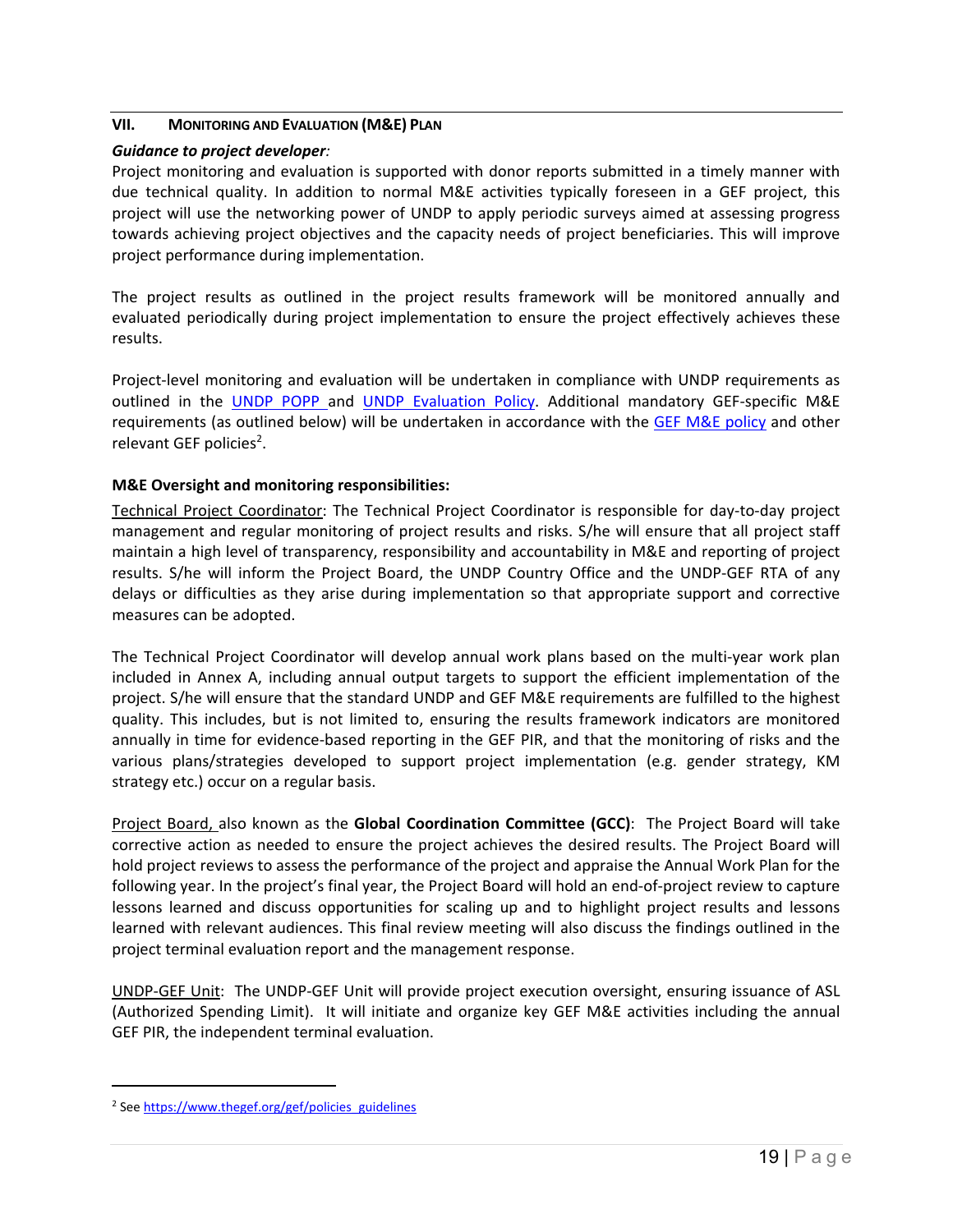## VII. Monitoring and Evaluation (M&E) Plan

***Guidance to project developer:***

Project monitoring and evaluation is supported with donor reports submitted in a timely manner with due technical quality. In addition to normal M&E activities typically foreseen in a GEF project, this project will use the networking power of UNDP to apply periodic surveys aimed at assessing progress towards achieving project objectives and the capacity needs of project beneficiaries. This will improve project performance during implementation.

The project results as outlined in the project results framework will be monitored annually and evaluated periodically during project implementation to ensure the project effectively achieves these results.

Project-level monitoring and evaluation will be undertaken in compliance with UNDP requirements as outlined in the UNDP POPP and UNDP Evaluation Policy. Additional mandatory GEF-specific M&E requirements (as outlined below) will be undertaken in accordance with the GEF M&E policy and other relevant GEF policies[2].

**M&E Oversight and monitoring responsibilities:**

Technical Project Coordinator: The Technical Project Coordinator is responsible for day-to-day project management and regular monitoring of project results and risks. S/he will ensure that all project staff maintain a high level of transparency, responsibility and accountability in M&E and reporting of project results. S/he will inform the Project Board, the UNDP Country Office and the UNDP-GEF RTA of any delays or difficulties as they arise during implementation so that appropriate support and corrective measures can be adopted.

The Technical Project Coordinator will develop annual work plans based on the multi-year work plan included in Annex A, including annual output targets to support the efficient implementation of the project. S/he will ensure that the standard UNDP and GEF M&E requirements are fulfilled to the highest quality. This includes, but is not limited to, ensuring the results framework indicators are monitored annually in time for evidence-based reporting in the GEF PIR, and that the monitoring of risks and the various plans/strategies developed to support project implementation (e.g. gender strategy, KM strategy etc.) occur on a regular basis.

Project Board, also known as the **Global Coordination Committee (GCC)**: The Project Board will take corrective action as needed to ensure the project achieves the desired results. The Project Board will hold project reviews to assess the performance of the project and appraise the Annual Work Plan for the following year. In the project's final year, the Project Board will hold an end-of-project review to capture lessons learned and discuss opportunities for scaling up and to highlight project results and lessons learned with relevant audiences. This final review meeting will also discuss the findings outlined in the project terminal evaluation report and the management response.

UNDP-GEF Unit: The UNDP-GEF Unit will provide project execution oversight, ensuring issuance of ASL (Authorized Spending Limit). It will initiate and organize key GEF M&E activities including the annual GEF PIR, the independent terminal evaluation.

---

[2] See https://www.thegef.org/gef/policies_guidelines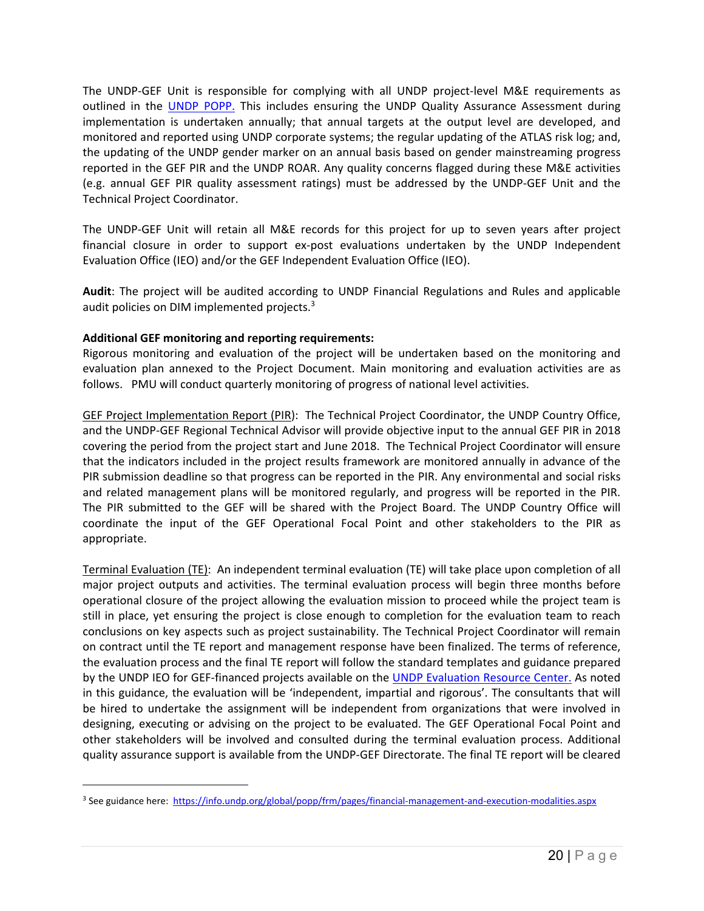The UNDP-GEF Unit is responsible for complying with all UNDP project-level M&E requirements as outlined in the UNDP POPP. This includes ensuring the UNDP Quality Assurance Assessment during implementation is undertaken annually; that annual targets at the output level are developed, and monitored and reported using UNDP corporate systems; the regular updating of the ATLAS risk log; and, the updating of the UNDP gender marker on an annual basis based on gender mainstreaming progress reported in the GEF PIR and the UNDP ROAR. Any quality concerns flagged during these M&E activities (e.g. annual GEF PIR quality assessment ratings) must be addressed by the UNDP-GEF Unit and the Technical Project Coordinator.

The UNDP-GEF Unit will retain all M&E records for this project for up to seven years after project financial closure in order to support ex-post evaluations undertaken by the UNDP Independent Evaluation Office (IEO) and/or the GEF Independent Evaluation Office (IEO).

**Audit**: The project will be audited according to UNDP Financial Regulations and Rules and applicable audit policies on DIM implemented projects.[3]

**Additional GEF monitoring and reporting requirements:**
Rigorous monitoring and evaluation of the project will be undertaken based on the monitoring and evaluation plan annexed to the Project Document. Main monitoring and evaluation activities are as follows. PMU will conduct quarterly monitoring of progress of national level activities.

GEF Project Implementation Report (PIR): The Technical Project Coordinator, the UNDP Country Office, and the UNDP-GEF Regional Technical Advisor will provide objective input to the annual GEF PIR in 2018 covering the period from the project start and June 2018. The Technical Project Coordinator will ensure that the indicators included in the project results framework are monitored annually in advance of the PIR submission deadline so that progress can be reported in the PIR. Any environmental and social risks and related management plans will be monitored regularly, and progress will be reported in the PIR. The PIR submitted to the GEF will be shared with the Project Board. The UNDP Country Office will coordinate the input of the GEF Operational Focal Point and other stakeholders to the PIR as appropriate.

Terminal Evaluation (TE): An independent terminal evaluation (TE) will take place upon completion of all major project outputs and activities. The terminal evaluation process will begin three months before operational closure of the project allowing the evaluation mission to proceed while the project team is still in place, yet ensuring the project is close enough to completion for the evaluation team to reach conclusions on key aspects such as project sustainability. The Technical Project Coordinator will remain on contract until the TE report and management response have been finalized. The terms of reference, the evaluation process and the final TE report will follow the standard templates and guidance prepared by the UNDP IEO for GEF-financed projects available on the UNDP Evaluation Resource Center. As noted in this guidance, the evaluation will be 'independent, impartial and rigorous'. The consultants that will be hired to undertake the assignment will be independent from organizations that were involved in designing, executing or advising on the project to be evaluated. The GEF Operational Focal Point and other stakeholders will be involved and consulted during the terminal evaluation process. Additional quality assurance support is available from the UNDP-GEF Directorate. The final TE report will be cleared

---

[3] See guidance here: https://info.undp.org/global/popp/frm/pages/financial-management-and-execution-modalities.aspx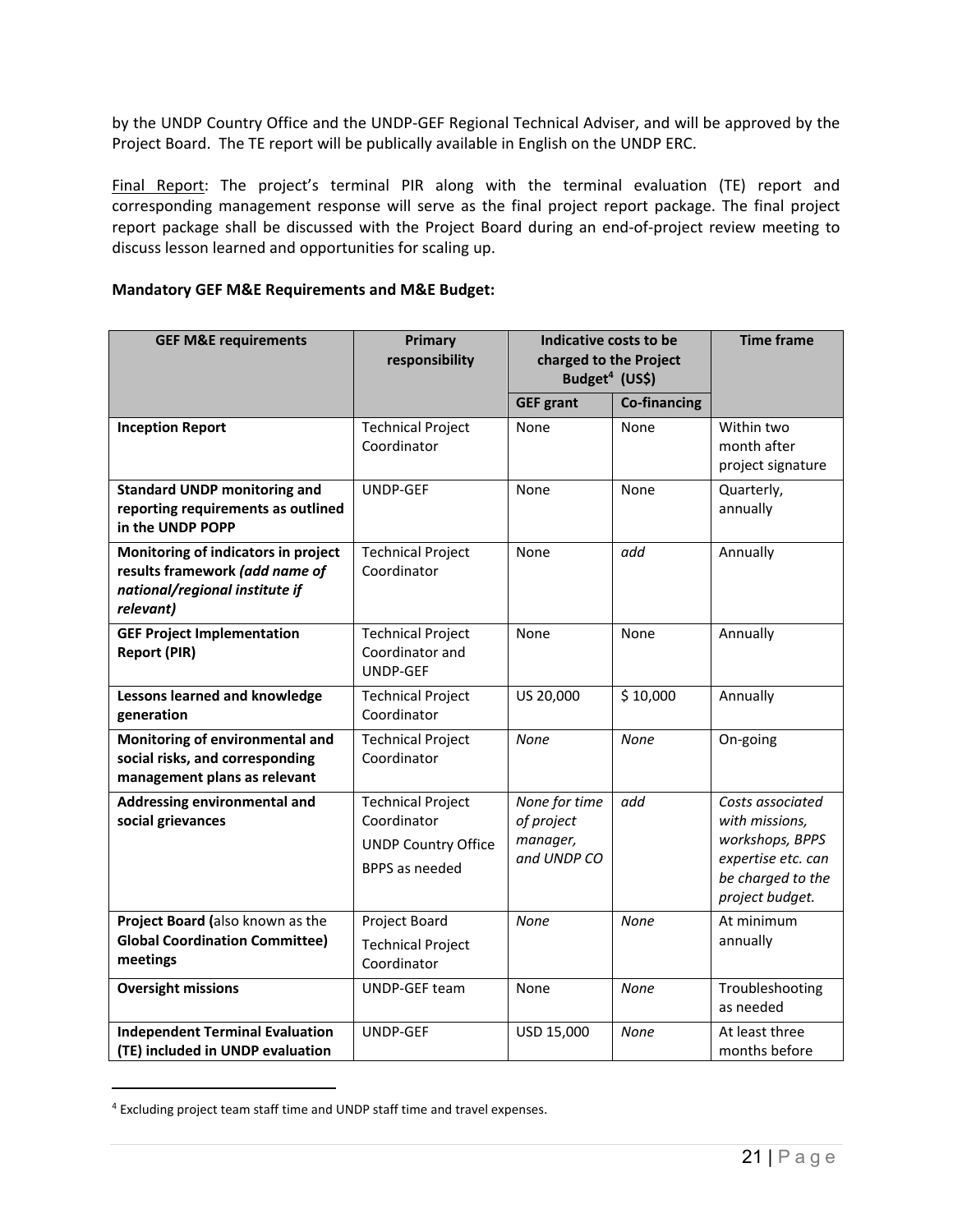by the UNDP Country Office and the UNDP-GEF Regional Technical Adviser, and will be approved by the Project Board. The TE report will be publically available in English on the UNDP ERC.

Final Report: The project's terminal PIR along with the terminal evaluation (TE) report and corresponding management response will serve as the final project report package. The final project report package shall be discussed with the Project Board during an end-of-project review meeting to discuss lesson learned and opportunities for scaling up.

**Mandatory GEF M&E Requirements and M&E Budget:**

| GEF M&E requirements | Primary responsibility | Indicative costs to be charged to the Project Budget[4] (US$) | | Time frame |
|---|---|---|---|---|
| | | GEF grant | Co-financing | |
| **Inception Report** | Technical Project Coordinator | None | None | Within two month after project signature |
| **Standard UNDP monitoring and reporting requirements as outlined in the UNDP POPP** | UNDP-GEF | None | None | Quarterly, annually |
| **Monitoring of indicators in project results framework *(add name of national/regional institute if relevant)*** | Technical Project Coordinator | None | *add* | Annually |
| **GEF Project Implementation Report (PIR)** | Technical Project Coordinator and UNDP-GEF | None | None | Annually |
| **Lessons learned and knowledge generation** | Technical Project Coordinator | US 20,000 | $ 10,000 | Annually |
| **Monitoring of environmental and social risks, and corresponding management plans as relevant** | Technical Project Coordinator | *None* | *None* | On-going |
| **Addressing environmental and social grievances** | Technical Project Coordinator<br>UNDP Country Office<br>BPPS as needed | *None for time of project manager, and UNDP CO* | *add* | *Costs associated with missions, workshops, BPPS expertise etc. can be charged to the project budget.* |
| **Project Board (**also known as the **Global Coordination Committee) meetings** | Project Board<br>Technical Project Coordinator | *None* | *None* | At minimum annually |
| **Oversight missions** | UNDP-GEF team | None | *None* | Troubleshooting as needed |
| **Independent Terminal Evaluation (TE) included in UNDP evaluation** | UNDP-GEF | USD 15,000 | *None* | At least three months before |

[4] Excluding project team staff time and UNDP staff time and travel expenses.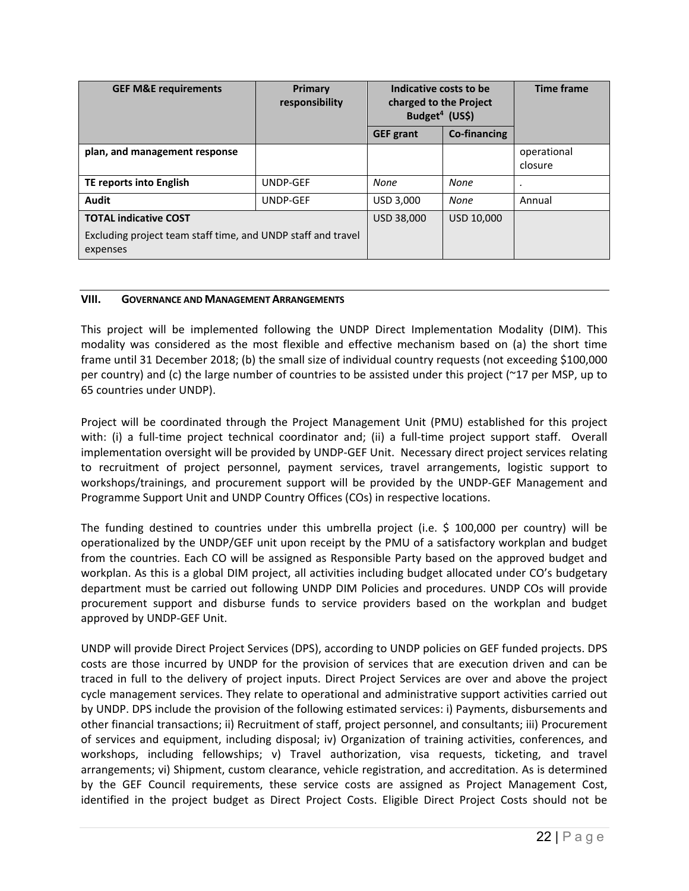| GEF M&E requirements | Primary responsibility | Indicative costs to be charged to the Project Budget[4] (US$) | | Time frame |
|---|---|---|---|---|
| | | GEF grant | Co-financing | |
| **plan, and management response** | | | | operational closure |
| **TE reports into English** | UNDP-GEF | *None* | *None* | . |
| **Audit** | UNDP-GEF | USD 3,000 | *None* | Annual |
| **TOTAL indicative COST** Excluding project team staff time, and UNDP staff and travel expenses | | USD 38,000 | USD 10,000 | |

## VIII. Governance and Management Arrangements

This project will be implemented following the UNDP Direct Implementation Modality (DIM). This modality was considered as the most flexible and effective mechanism based on (a) the short time frame until 31 December 2018; (b) the small size of individual country requests (not exceeding $100,000 per country) and (c) the large number of countries to be assisted under this project (~17 per MSP, up to 65 countries under UNDP).

Project will be coordinated through the Project Management Unit (PMU) established for this project with: (i) a full-time project technical coordinator and; (ii) a full-time project support staff. Overall implementation oversight will be provided by UNDP-GEF Unit. Necessary direct project services relating to recruitment of project personnel, payment services, travel arrangements, logistic support to workshops/trainings, and procurement support will be provided by the UNDP-GEF Management and Programme Support Unit and UNDP Country Offices (COs) in respective locations.

The funding destined to countries under this umbrella project (i.e. $ 100,000 per country) will be operationalized by the UNDP/GEF unit upon receipt by the PMU of a satisfactory workplan and budget from the countries. Each CO will be assigned as Responsible Party based on the approved budget and workplan. As this is a global DIM project, all activities including budget allocated under CO's budgetary department must be carried out following UNDP DIM Policies and procedures. UNDP COs will provide procurement support and disburse funds to service providers based on the workplan and budget approved by UNDP-GEF Unit.

UNDP will provide Direct Project Services (DPS), according to UNDP policies on GEF funded projects. DPS costs are those incurred by UNDP for the provision of services that are execution driven and can be traced in full to the delivery of project inputs. Direct Project Services are over and above the project cycle management services. They relate to operational and administrative support activities carried out by UNDP. DPS include the provision of the following estimated services: i) Payments, disbursements and other financial transactions; ii) Recruitment of staff, project personnel, and consultants; iii) Procurement of services and equipment, including disposal; iv) Organization of training activities, conferences, and workshops, including fellowships; v) Travel authorization, visa requests, ticketing, and travel arrangements; vi) Shipment, custom clearance, vehicle registration, and accreditation. As is determined by the GEF Council requirements, these service costs are assigned as Project Management Cost, identified in the project budget as Direct Project Costs. Eligible Direct Project Costs should not be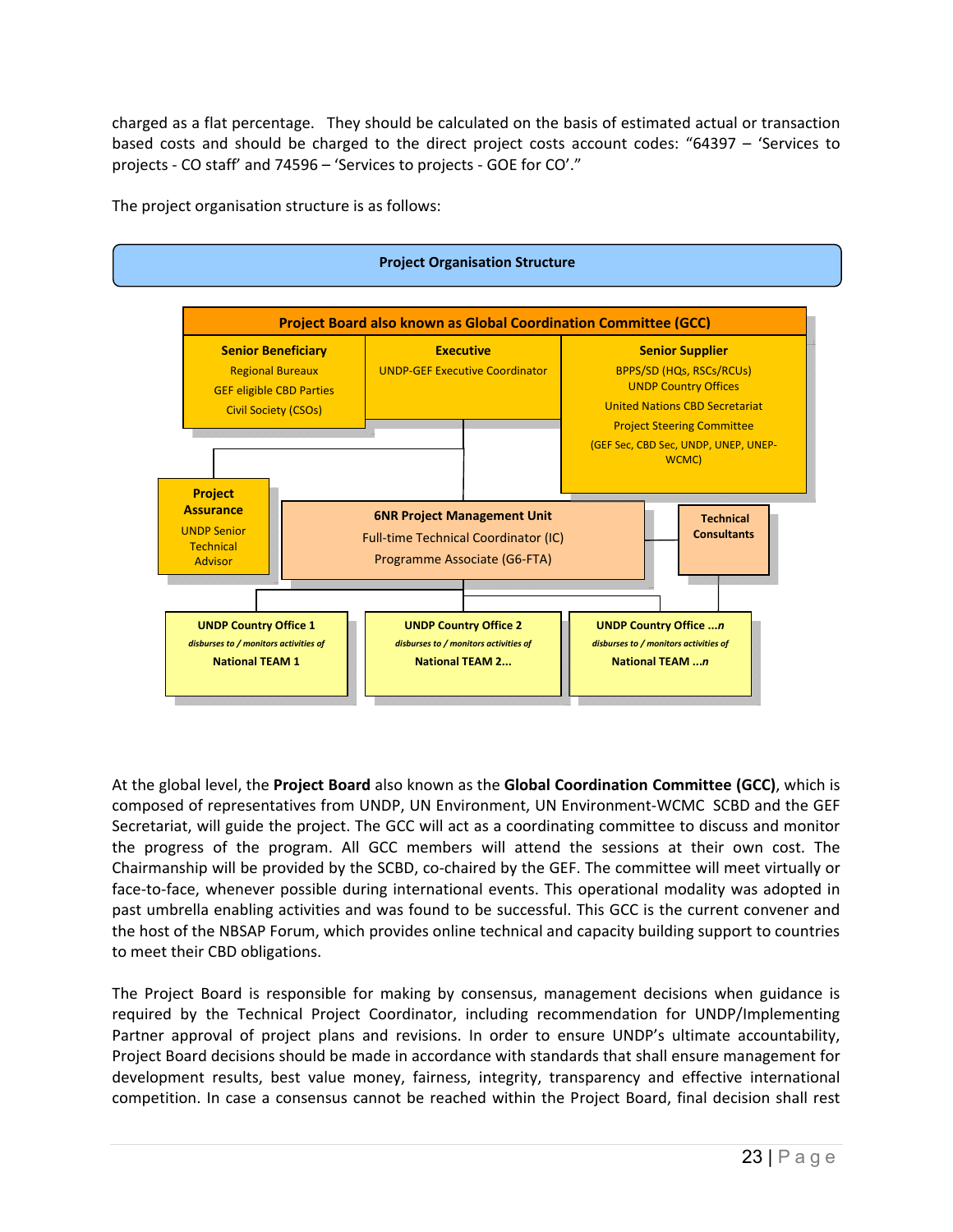charged as a flat percentage. They should be calculated on the basis of estimated actual or transaction based costs and should be charged to the direct project costs account codes: "64397 – 'Services to projects - CO staff' and 74596 – 'Services to projects - GOE for CO'."

The project organisation structure is as follows:

**Project Organisation Structure**

**Project Board also known as Global Coordination Committee (GCC)**

**Senior Beneficiary**
Regional Bureaux
GEF eligible CBD Parties
Civil Society (CSOs)

**Executive**
UNDP-GEF Executive Coordinator

**Senior Supplier**
BPPS/SD (HQs, RSCs/RCUs)
UNDP Country Offices
United Nations CBD Secretariat
Project Steering Committee
(GEF Sec, CBD Sec, UNDP, UNEP, UNEP-WCMC)

**Project Assurance**
UNDP Senior Technical Advisor

**6NR Project Management Unit**
Full-time Technical Coordinator (IC)
Programme Associate (G6-FTA)

**Technical Consultants**

**UNDP Country Office 1**
*disburses to / monitors activities of*
**National TEAM 1**

**UNDP Country Office 2**
*disburses to / monitors activities of*
**National TEAM 2...**

**UNDP Country Office ...*n***
*disburses to / monitors activities of*
**National TEAM ...*n***

At the global level, the **Project Board** also known as the **Global Coordination Committee (GCC)**, which is composed of representatives from UNDP, UN Environment, UN Environment-WCMC SCBD and the GEF Secretariat, will guide the project. The GCC will act as a coordinating committee to discuss and monitor the progress of the program. All GCC members will attend the sessions at their own cost. The Chairmanship will be provided by the SCBD, co-chaired by the GEF. The committee will meet virtually or face-to-face, whenever possible during international events. This operational modality was adopted in past umbrella enabling activities and was found to be successful. This GCC is the current convener and the host of the NBSAP Forum, which provides online technical and capacity building support to countries to meet their CBD obligations.

The Project Board is responsible for making by consensus, management decisions when guidance is required by the Technical Project Coordinator, including recommendation for UNDP/Implementing Partner approval of project plans and revisions. In order to ensure UNDP's ultimate accountability, Project Board decisions should be made in accordance with standards that shall ensure management for development results, best value money, fairness, integrity, transparency and effective international competition. In case a consensus cannot be reached within the Project Board, final decision shall rest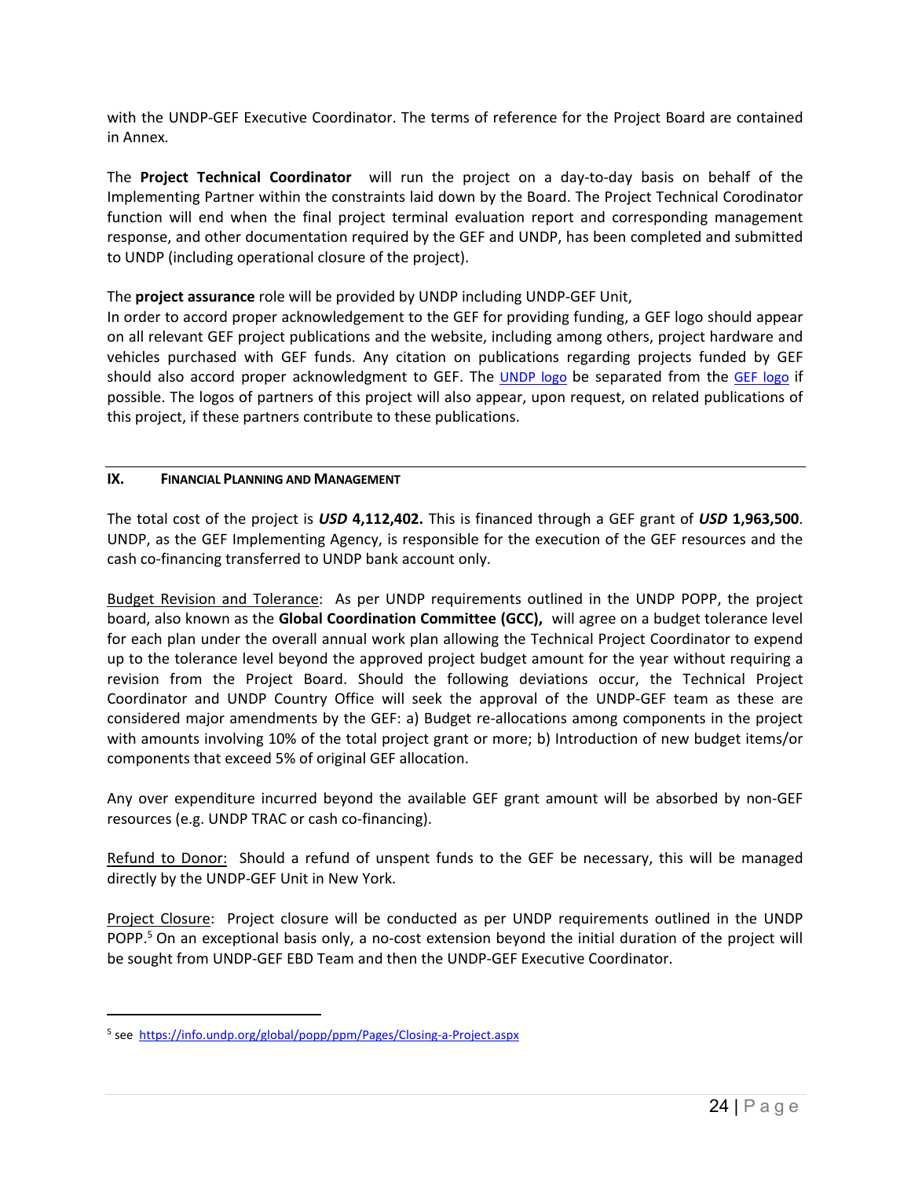with the UNDP-GEF Executive Coordinator. The terms of reference for the Project Board are contained in Annex.

The **Project Technical Coordinator** will run the project on a day-to-day basis on behalf of the Implementing Partner within the constraints laid down by the Board. The Project Technical Corodinator function will end when the final project terminal evaluation report and corresponding management response, and other documentation required by the GEF and UNDP, has been completed and submitted to UNDP (including operational closure of the project).

The **project assurance** role will be provided by UNDP including UNDP-GEF Unit,
In order to accord proper acknowledgement to the GEF for providing funding, a GEF logo should appear on all relevant GEF project publications and the website, including among others, project hardware and vehicles purchased with GEF funds. Any citation on publications regarding projects funded by GEF should also accord proper acknowledgment to GEF. The UNDP logo be separated from the GEF logo if possible. The logos of partners of this project will also appear, upon request, on related publications of this project, if these partners contribute to these publications.

## IX. Financial Planning and Management

The total cost of the project is ***USD* 4,112,402.** This is financed through a GEF grant of ***USD* 1,963,500**. UNDP, as the GEF Implementing Agency, is responsible for the execution of the GEF resources and the cash co-financing transferred to UNDP bank account only.

Budget Revision and Tolerance: As per UNDP requirements outlined in the UNDP POPP, the project board, also known as the **Global Coordination Committee (GCC),** will agree on a budget tolerance level for each plan under the overall annual work plan allowing the Technical Project Coordinator to expend up to the tolerance level beyond the approved project budget amount for the year without requiring a revision from the Project Board. Should the following deviations occur, the Technical Project Coordinator and UNDP Country Office will seek the approval of the UNDP-GEF team as these are considered major amendments by the GEF: a) Budget re-allocations among components in the project with amounts involving 10% of the total project grant or more; b) Introduction of new budget items/or components that exceed 5% of original GEF allocation.

Any over expenditure incurred beyond the available GEF grant amount will be absorbed by non-GEF resources (e.g. UNDP TRAC or cash co-financing).

Refund to Donor: Should a refund of unspent funds to the GEF be necessary, this will be managed directly by the UNDP-GEF Unit in New York.

Project Closure: Project closure will be conducted as per UNDP requirements outlined in the UNDP POPP.[5] On an exceptional basis only, a no-cost extension beyond the initial duration of the project will be sought from UNDP-GEF EBD Team and then the UNDP-GEF Executive Coordinator.

[5] see https://info.undp.org/global/popp/ppm/Pages/Closing-a-Project.aspx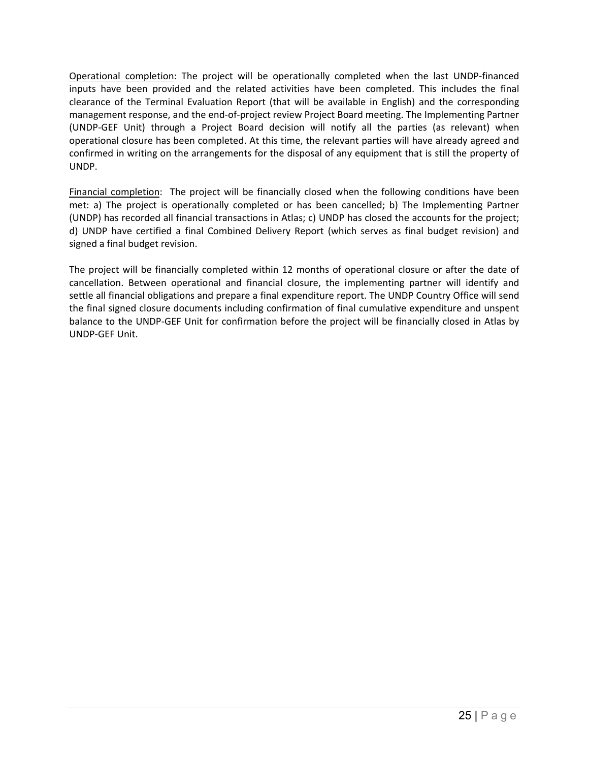<u>Operational completion</u>: The project will be operationally completed when the last UNDP-financed inputs have been provided and the related activities have been completed. This includes the final clearance of the Terminal Evaluation Report (that will be available in English) and the corresponding management response, and the end-of-project review Project Board meeting. The Implementing Partner (UNDP-GEF Unit) through a Project Board decision will notify all the parties (as relevant) when operational closure has been completed. At this time, the relevant parties will have already agreed and confirmed in writing on the arrangements for the disposal of any equipment that is still the property of UNDP.

<u>Financial completion</u>: The project will be financially closed when the following conditions have been met: a) The project is operationally completed or has been cancelled; b) The Implementing Partner (UNDP) has recorded all financial transactions in Atlas; c) UNDP has closed the accounts for the project; d) UNDP have certified a final Combined Delivery Report (which serves as final budget revision) and signed a final budget revision.

The project will be financially completed within 12 months of operational closure or after the date of cancellation. Between operational and financial closure, the implementing partner will identify and settle all financial obligations and prepare a final expenditure report. The UNDP Country Office will send the final signed closure documents including confirmation of final cumulative expenditure and unspent balance to the UNDP-GEF Unit for confirmation before the project will be financially closed in Atlas by UNDP-GEF Unit.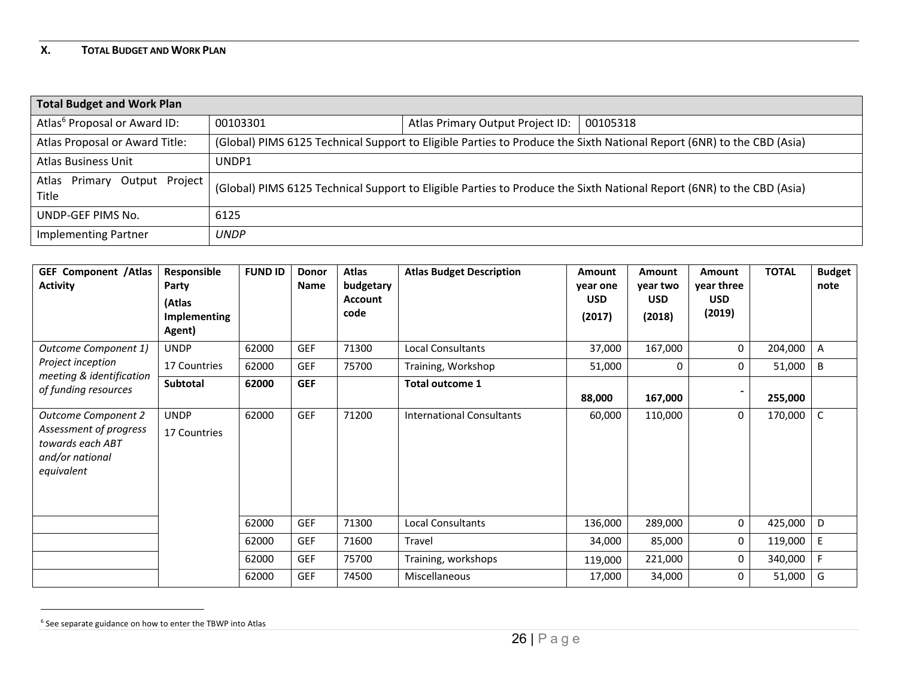## X. TOTAL BUDGET AND WORK PLAN

| Total Budget and Work Plan | | | |
|---|---|---|---|
| Atlas[6] Proposal or Award ID: | 00103301 | Atlas Primary Output Project ID: | 00105318 |
| Atlas Proposal or Award Title: | (Global) PIMS 6125 Technical Support to Eligible Parties to Produce the Sixth National Report (6NR) to the CBD (Asia) | | |
| Atlas Business Unit | UNDP1 | | |
| Atlas Primary Output Project Title | (Global) PIMS 6125 Technical Support to Eligible Parties to Produce the Sixth National Report (6NR) to the CBD (Asia) | | |
| UNDP-GEF PIMS No. | 6125 | | |
| Implementing Partner | *UNDP* | | |

| GEF Component /Atlas Activity | Responsible Party (Atlas Implementing Agent) | FUND ID | Donor Name | Atlas budgetary Account code | Atlas Budget Description | Amount year one USD (2017) | Amount year two USD (2018) | Amount year three USD (2019) | TOTAL | Budget note |
|---|---|---|---|---|---|---|---|---|---|---|
| *Outcome Component 1) Project inception meeting & identification of funding resources* | UNDP 17 Countries | 62000 | GEF | 71300 | Local Consultants | 37,000 | 167,000 | 0 | 204,000 | A |
| | | 62000 | GEF | 75700 | Training, Workshop | 51,000 | 0 | 0 | 51,000 | B |
| | **Subtotal** | **62000** | **GEF** | | **Total outcome 1** | **88,000** | **167,000** | - | **255,000** | |
| *Outcome Component 2 Assessment of progress towards each ABT and/or national equivalent* | UNDP 17 Countries | 62000 | GEF | 71200 | International Consultants | 60,000 | 110,000 | 0 | 170,000 | C |
| | | 62000 | GEF | 71300 | Local Consultants | 136,000 | 289,000 | 0 | 425,000 | D |
| | | 62000 | GEF | 71600 | Travel | 34,000 | 85,000 | 0 | 119,000 | E |
| | | 62000 | GEF | 75700 | Training, workshops | 119,000 | 221,000 | 0 | 340,000 | F |
| | | 62000 | GEF | 74500 | Miscellaneous | 17,000 | 34,000 | 0 | 51,000 | G |

[6] See separate guidance on how to enter the TBWP into Atlas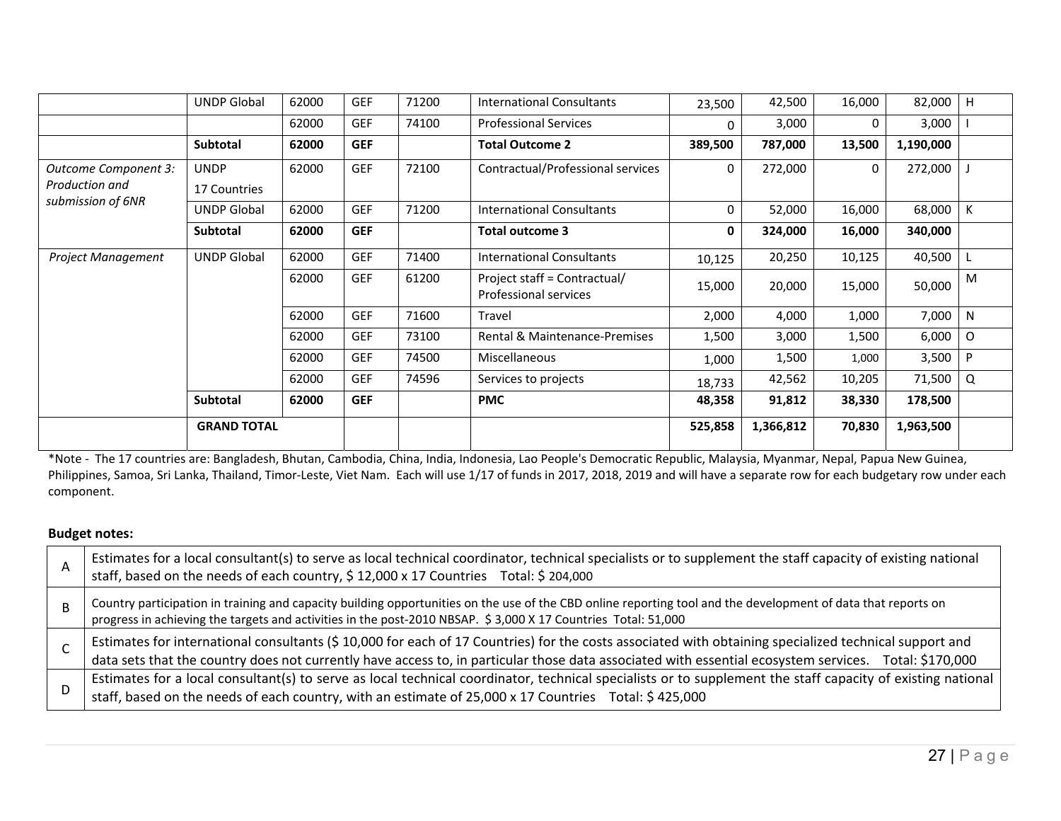| | | | | | | | | | | |
|---|---|---|---|---|---|---|---|---|---|---|
| | UNDP Global | 62000 | GEF | 71200 | International Consultants | 23,500 | 42,500 | 16,000 | 82,000 | H |
| | | 62000 | GEF | 74100 | Professional Services | 0 | 3,000 | 0 | 3,000 | I |
| | **Subtotal** | **62000** | **GEF** | | **Total Outcome 2** | **389,500** | **787,000** | **13,500** | **1,190,000** | |
| *Outcome Component 3: Production and submission of 6NR* | UNDP 17 Countries | 62000 | GEF | 72100 | Contractual/Professional services | 0 | 272,000 | 0 | 272,000 | J |
| | UNDP Global | 62000 | GEF | 71200 | International Consultants | 0 | 52,000 | 16,000 | 68,000 | K |
| | **Subtotal** | **62000** | **GEF** | | **Total outcome 3** | **0** | **324,000** | **16,000** | **340,000** | |
| *Project Management* | UNDP Global | 62000 | GEF | 71400 | International Consultants | 10,125 | 20,250 | 10,125 | 40,500 | L |
| | | 62000 | GEF | 61200 | Project staff = Contractual/ Professional services | 15,000 | 20,000 | 15,000 | 50,000 | M |
| | | 62000 | GEF | 71600 | Travel | 2,000 | 4,000 | 1,000 | 7,000 | N |
| | | 62000 | GEF | 73100 | Rental & Maintenance-Premises | 1,500 | 3,000 | 1,500 | 6,000 | O |
| | | 62000 | GEF | 74500 | Miscellaneous | 1,000 | 1,500 | 1,000 | 3,500 | P |
| | | 62000 | GEF | 74596 | Services to projects | 18,733 | 42,562 | 10,205 | 71,500 | Q |
| | **Subtotal** | **62000** | **GEF** | | **PMC** | **48,358** | **91,812** | **38,330** | **178,500** | |
| | **GRAND TOTAL** | | | | | **525,858** | **1,366,812** | **70,830** | **1,963,500** | |

*Note - The 17 countries are: Bangladesh, Bhutan, Cambodia, China, India, Indonesia, Lao People's Democratic Republic, Malaysia, Myanmar, Nepal, Papua New Guinea, Philippines, Samoa, Sri Lanka, Thailand, Timor-Leste, Viet Nam. Each will use 1/17 of funds in 2017, 2018, 2019 and will have a separate row for each budgetary row under each component.

**Budget notes:**

| | |
|---|---|
| A | Estimates for a local consultant(s) to serve as local technical coordinator, technical specialists or to supplement the staff capacity of existing national staff, based on the needs of each country, $ 12,000 x 17 Countries Total: $ 204,000 |
| B | Country participation in training and capacity building opportunities on the use of the CBD online reporting tool and the development of data that reports on progress in achieving the targets and activities in the post-2010 NBSAP. $ 3,000 X 17 Countries Total: 51,000 |
| C | Estimates for international consultants ($ 10,000 for each of 17 Countries) for the costs associated with obtaining specialized technical support and data sets that the country does not currently have access to, in particular those data associated with essential ecosystem services. Total: $170,000 |
| D | Estimates for a local consultant(s) to serve as local technical coordinator, technical specialists or to supplement the staff capacity of existing national staff, based on the needs of each country, with an estimate of 25,000 x 17 Countries Total: $ 425,000 |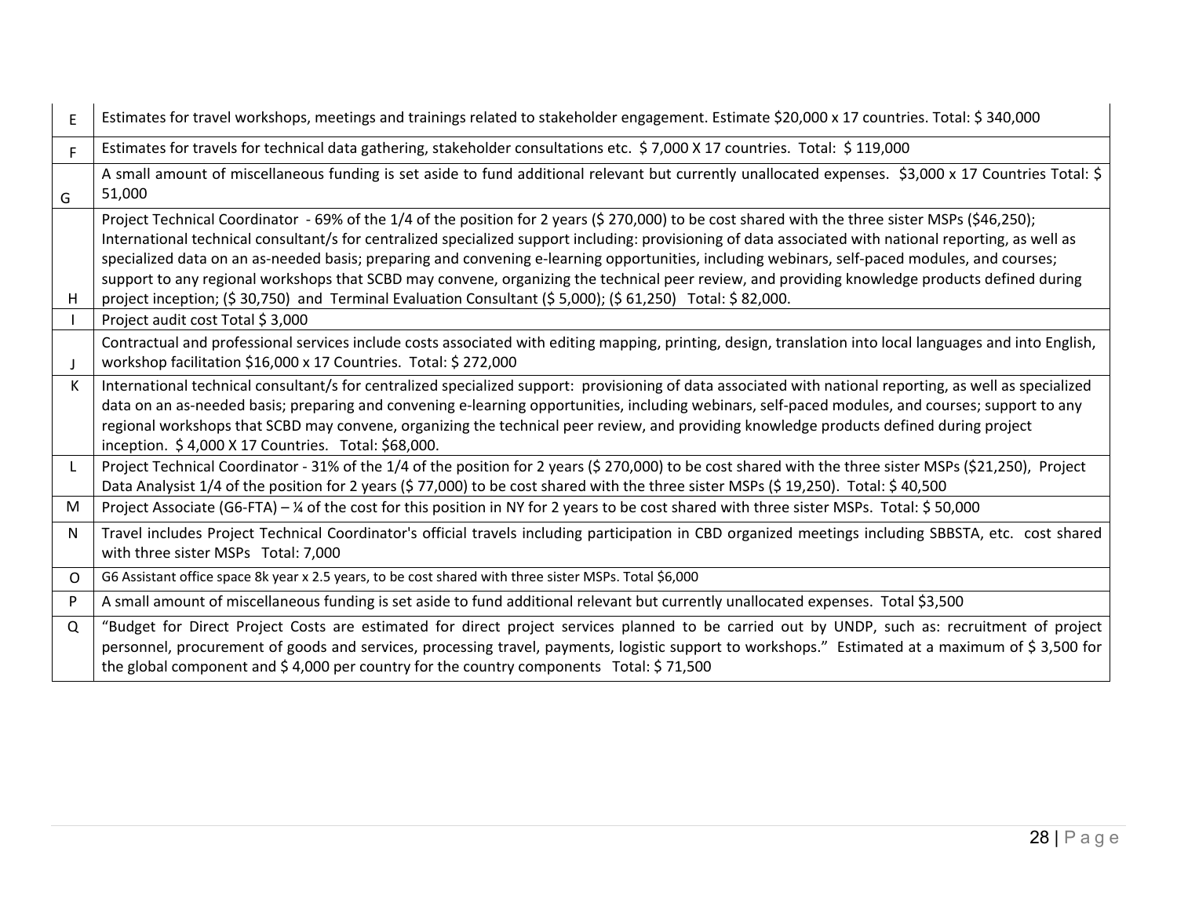| | |
|---|---|
| E | Estimates for travel workshops, meetings and trainings related to stakeholder engagement. Estimate $20,000 x 17 countries. Total: $ 340,000 |
| F | Estimates for travels for technical data gathering, stakeholder consultations etc. $ 7,000 X 17 countries. Total: $ 119,000 |
| G | A small amount of miscellaneous funding is set aside to fund additional relevant but currently unallocated expenses. $3,000 x 17 Countries Total: $ 51,000 |
| H | Project Technical Coordinator - 69% of the 1/4 of the position for 2 years ($ 270,000) to be cost shared with the three sister MSPs ($46,250); International technical consultant/s for centralized specialized support including: provisioning of data associated with national reporting, as well as specialized data on an as-needed basis; preparing and convening e-learning opportunities, including webinars, self-paced modules, and courses; support to any regional workshops that SCBD may convene, organizing the technical peer review, and providing knowledge products defined during project inception; ($ 30,750) and Terminal Evaluation Consultant ($ 5,000); ($ 61,250) Total: $ 82,000. |
| I | Project audit cost Total $ 3,000 |
| J | Contractual and professional services include costs associated with editing mapping, printing, design, translation into local languages and into English, workshop facilitation $16,000 x 17 Countries. Total: $ 272,000 |
| K | International technical consultant/s for centralized specialized support: provisioning of data associated with national reporting, as well as specialized data on an as-needed basis; preparing and convening e-learning opportunities, including webinars, self-paced modules, and courses; support to any regional workshops that SCBD may convene, organizing the technical peer review, and providing knowledge products defined during project inception. $ 4,000 X 17 Countries. Total: $68,000. |
| L | Project Technical Coordinator - 31% of the 1/4 of the position for 2 years ($ 270,000) to be cost shared with the three sister MSPs ($21,250), Project Data Analysist 1/4 of the position for 2 years ($ 77,000) to be cost shared with the three sister MSPs ($ 19,250). Total: $ 40,500 |
| M | Project Associate (G6-FTA) – ¼ of the cost for this position in NY for 2 years to be cost shared with three sister MSPs. Total: $ 50,000 |
| N | Travel includes Project Technical Coordinator's official travels including participation in CBD organized meetings including SBBSTA, etc. cost shared with three sister MSPs Total: 7,000 |
| O | G6 Assistant office space 8k year x 2.5 years, to be cost shared with three sister MSPs. Total $6,000 |
| P | A small amount of miscellaneous funding is set aside to fund additional relevant but currently unallocated expenses. Total $3,500 |
| Q | "Budget for Direct Project Costs are estimated for direct project services planned to be carried out by UNDP, such as: recruitment of project personnel, procurement of goods and services, processing travel, payments, logistic support to workshops." Estimated at a maximum of $ 3,500 for the global component and $ 4,000 per country for the country components Total: $ 71,500 |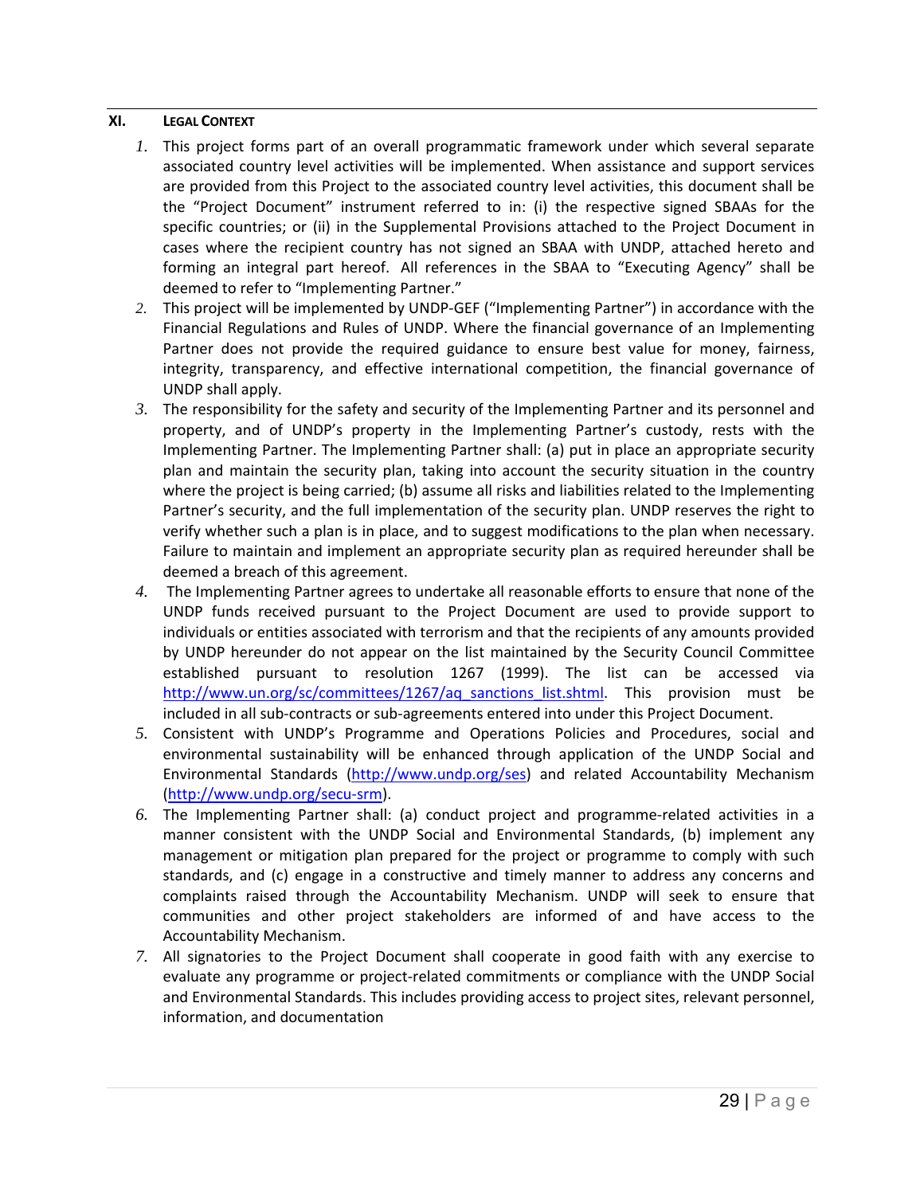## XI. LEGAL CONTEXT

1. This project forms part of an overall programmatic framework under which several separate associated country level activities will be implemented. When assistance and support services are provided from this Project to the associated country level activities, this document shall be the "Project Document" instrument referred to in: (i) the respective signed SBAAs for the specific countries; or (ii) in the Supplemental Provisions attached to the Project Document in cases where the recipient country has not signed an SBAA with UNDP, attached hereto and forming an integral part hereof. All references in the SBAA to "Executing Agency" shall be deemed to refer to "Implementing Partner."
2. This project will be implemented by UNDP-GEF ("Implementing Partner") in accordance with the Financial Regulations and Rules of UNDP. Where the financial governance of an Implementing Partner does not provide the required guidance to ensure best value for money, fairness, integrity, transparency, and effective international competition, the financial governance of UNDP shall apply.
3. The responsibility for the safety and security of the Implementing Partner and its personnel and property, and of UNDP's property in the Implementing Partner's custody, rests with the Implementing Partner. The Implementing Partner shall: (a) put in place an appropriate security plan and maintain the security plan, taking into account the security situation in the country where the project is being carried; (b) assume all risks and liabilities related to the Implementing Partner's security, and the full implementation of the security plan. UNDP reserves the right to verify whether such a plan is in place, and to suggest modifications to the plan when necessary. Failure to maintain and implement an appropriate security plan as required hereunder shall be deemed a breach of this agreement.
4. The Implementing Partner agrees to undertake all reasonable efforts to ensure that none of the UNDP funds received pursuant to the Project Document are used to provide support to individuals or entities associated with terrorism and that the recipients of any amounts provided by UNDP hereunder do not appear on the list maintained by the Security Council Committee established pursuant to resolution 1267 (1999). The list can be accessed via http://www.un.org/sc/committees/1267/aq_sanctions_list.shtml. This provision must be included in all sub-contracts or sub-agreements entered into under this Project Document.
5. Consistent with UNDP's Programme and Operations Policies and Procedures, social and environmental sustainability will be enhanced through application of the UNDP Social and Environmental Standards (http://www.undp.org/ses) and related Accountability Mechanism (http://www.undp.org/secu-srm).
6. The Implementing Partner shall: (a) conduct project and programme-related activities in a manner consistent with the UNDP Social and Environmental Standards, (b) implement any management or mitigation plan prepared for the project or programme to comply with such standards, and (c) engage in a constructive and timely manner to address any concerns and complaints raised through the Accountability Mechanism. UNDP will seek to ensure that communities and other project stakeholders are informed of and have access to the Accountability Mechanism.
7. All signatories to the Project Document shall cooperate in good faith with any exercise to evaluate any programme or project-related commitments or compliance with the UNDP Social and Environmental Standards. This includes providing access to project sites, relevant personnel, information, and documentation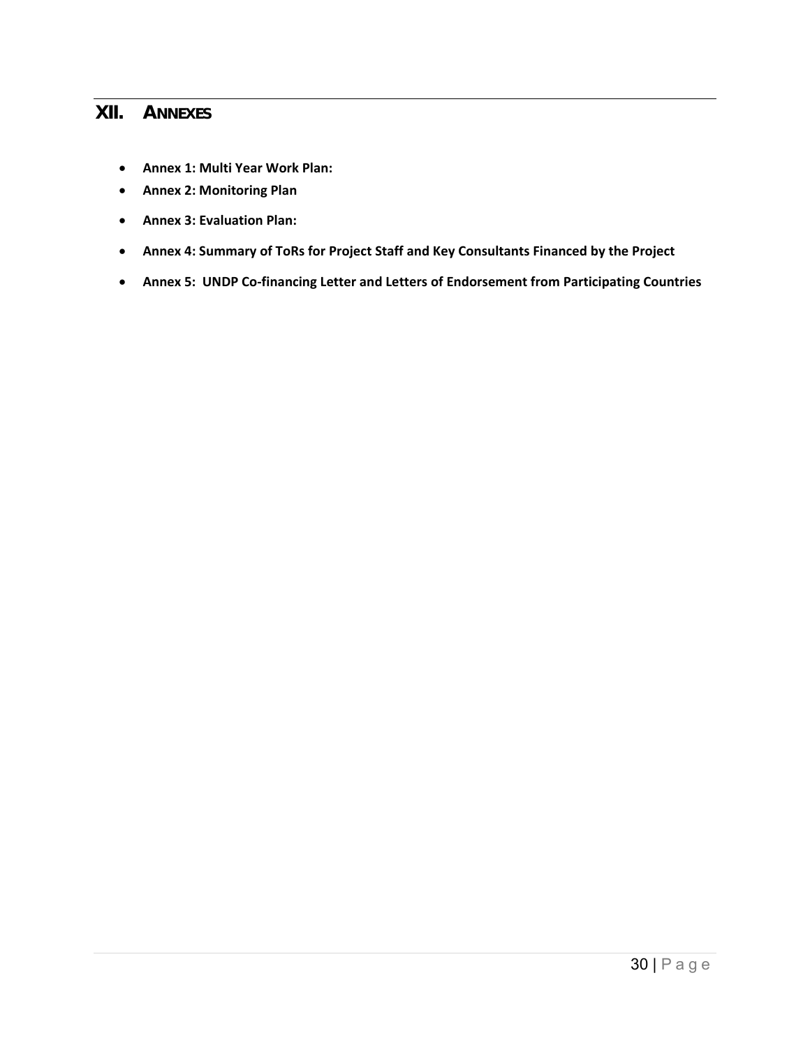# XII. ANNEXES

- **Annex 1: Multi Year Work Plan:**
- **Annex 2: Monitoring Plan**
- **Annex 3: Evaluation Plan:**
- **Annex 4: Summary of ToRs for Project Staff and Key Consultants Financed by the Project**
- **Annex 5: UNDP Co-financing Letter and Letters of Endorsement from Participating Countries**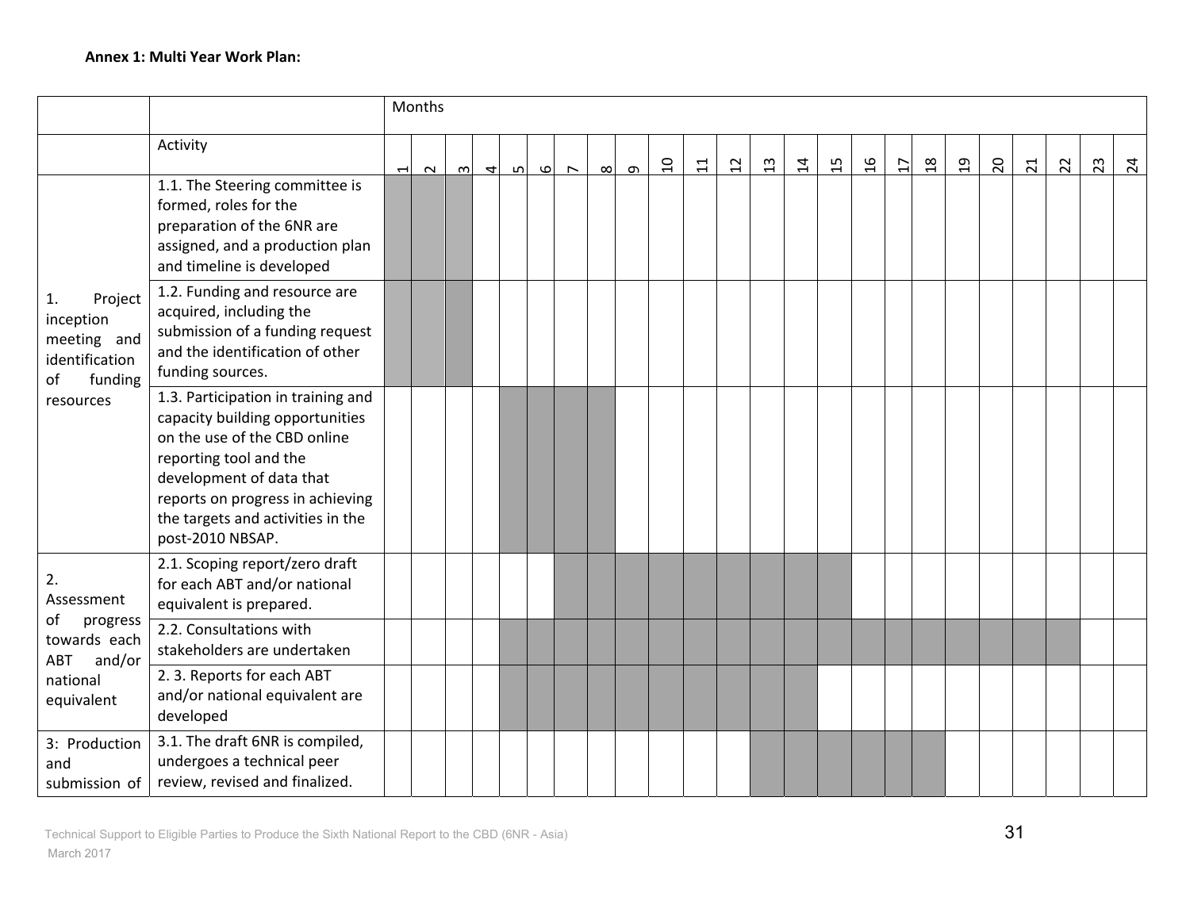**Annex 1: Multi Year Work Plan:**

Shaded cells in the source chart are marked with X.

| | | Months | | | | | | | | | | | | | | | | | | | | | | | |
|---|---|---|---|---|---|---|---|---|---|---|---|---|---|---|---|---|---|---|---|---|---|---|---|---|---|
| | Activity | 1 | 2 | 3 | 4 | 5 | 6 | 7 | 8 | 9 | 10 | 11 | 12 | 13 | 14 | 15 | 16 | 17 | 18 | 19 | 20 | 21 | 22 | 23 | 24 |
| 1. Project inception meeting and identification of funding resources | 1.1. The Steering committee is formed, roles for the preparation of the 6NR are assigned, and a production plan and timeline is developed | X | X | X | | | | | | | | | | | | | | | | | | | | | |
| | 1.2. Funding and resource are acquired, including the submission of a funding request and the identification of other funding sources. | X | X | X | | | | | | | | | | | | | | | | | | | | | |
| | 1.3. Participation in training and capacity building opportunities on the use of the CBD online reporting tool and the development of data that reports on progress in achieving the targets and activities in the post-2010 NBSAP. | | | | | X | X | X | X | | | | | | | | | | | | | | | | |
| 2. Assessment of progress towards each ABT and/or national equivalent | 2.1. Scoping report/zero draft for each ABT and/or national equivalent is prepared. | | | | | | | X | X | X | X | X | X | X | X | X | | | | | | | | | |
| | 2.2. Consultations with stakeholders are undertaken | | | | | X | X | X | X | X | X | X | X | X | X | X | X | X | X | X | X | X | X | | |
| | 2. 3. Reports for each ABT and/or national equivalent are developed | | | | | X | X | X | X | X | X | X | X | X | X | | | | | | | | | | |
| 3: Production and submission of | 3.1. The draft 6NR is compiled, undergoes a technical peer review, revised and finalized. | | | | | | | | | | | | | X | X | X | X | X | X | | | | | | |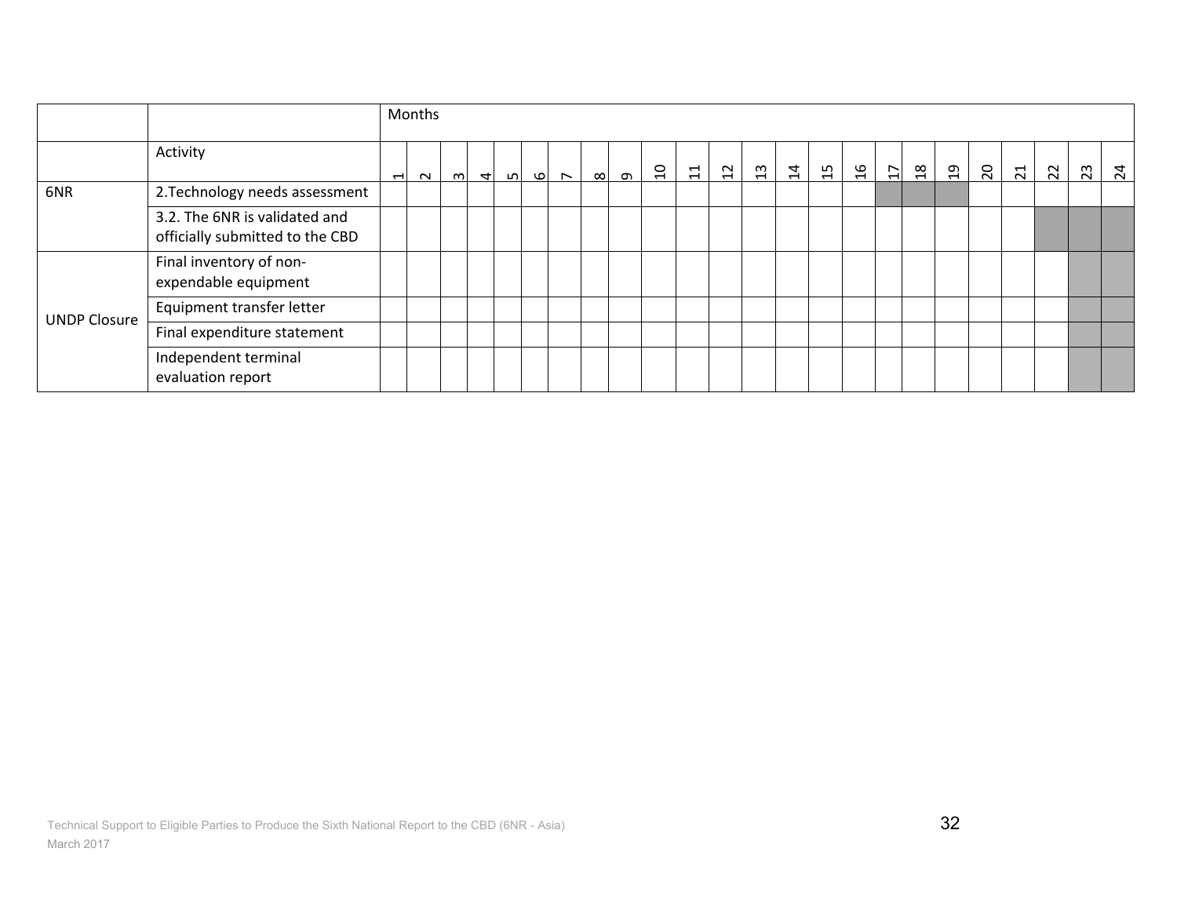| | | Months | | | | | | | | | | | | | | | | | | | | | | | |
|---|---|---|---|---|---|---|---|---|---|---|---|---|---|---|---|---|---|---|---|---|---|---|---|---|---|
| | Activity | 1 | 2 | 3 | 4 | 5 | 6 | 7 | 8 | 9 | 10 | 11 | 12 | 13 | 14 | 15 | 16 | 17 | 18 | 19 | 20 | 21 | 22 | 23 | 24 |
| 6NR | 2.Technology needs assessment | | | | | | | | | | | | | | | | | | | | | | | | |
| | 3.2. The 6NR is validated and officially submitted to the CBD | | | | | | | | | | | | | | | | | | | | | | | | |
| UNDP Closure | Final inventory of non-expendable equipment | | | | | | | | | | | | | | | | | | | | | | | | |
| | Equipment transfer letter | | | | | | | | | | | | | | | | | | | | | | | | |
| | Final expenditure statement | | | | | | | | | | | | | | | | | | | | | | | | |
| | Independent terminal evaluation report | | | | | | | | | | | | | | | | | | | | | | | | |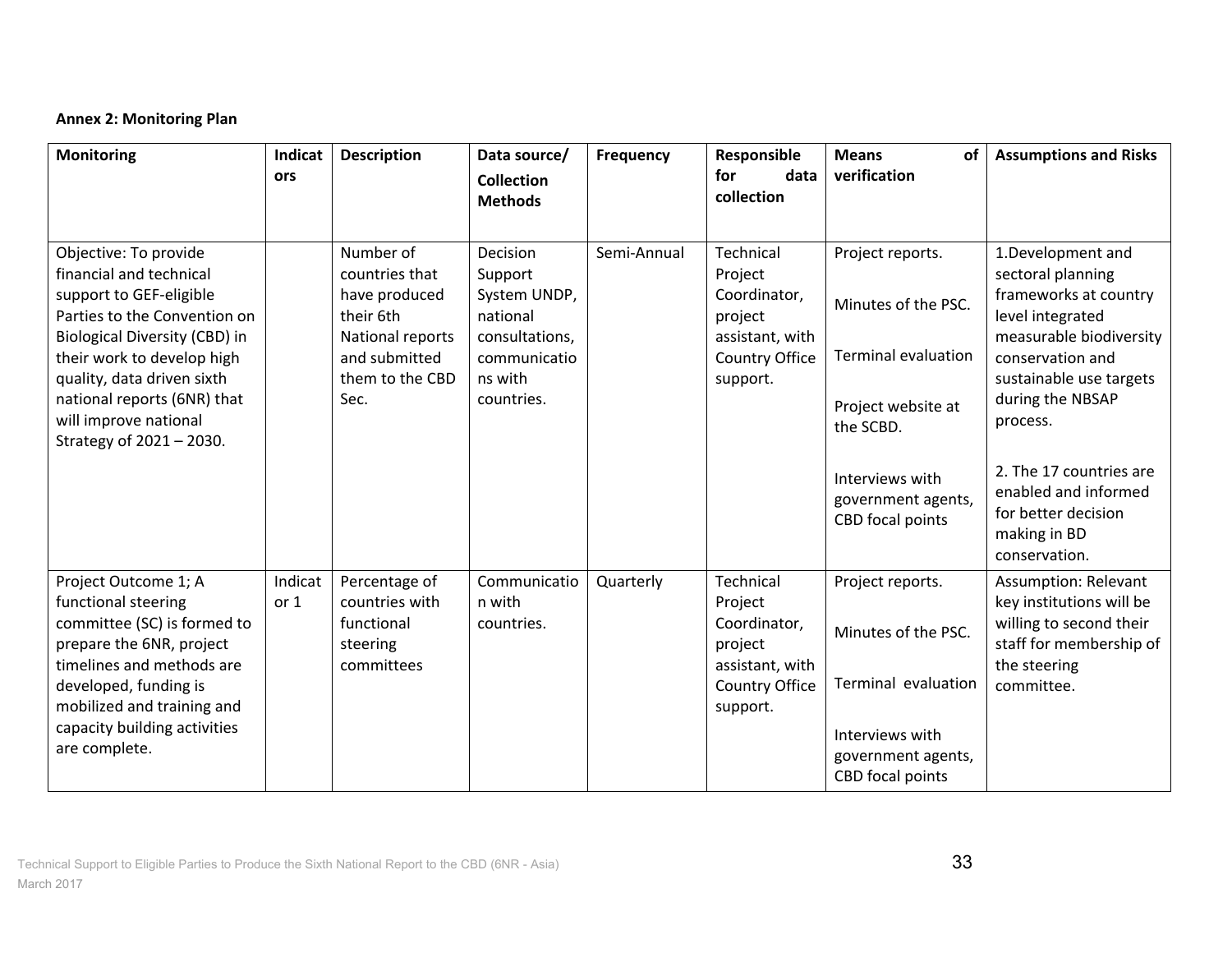**Annex 2: Monitoring Plan**

| Monitoring | Indicators | Description | Data source/ Collection Methods | Frequency | Responsible for data collection | Means of verification | Assumptions and Risks |
|---|---|---|---|---|---|---|---|
| Objective: To provide financial and technical support to GEF-eligible Parties to the Convention on Biological Diversity (CBD) in their work to develop high quality, data driven sixth national reports (6NR) that will improve national Strategy of 2021 – 2030. | | Number of countries that have produced their 6th National reports and submitted them to the CBD Sec. | Decision Support System UNDP, national consultations, communications with countries. | Semi-Annual | Technical Project Coordinator, project assistant, with Country Office support. | Project reports.<br><br>Minutes of the PSC.<br><br>Terminal evaluation<br><br>Project website at the SCBD.<br><br>Interviews with government agents, CBD focal points | 1.Development and sectoral planning frameworks at country level integrated measurable biodiversity conservation and sustainable use targets during the NBSAP process.<br><br>2. The 17 countries are enabled and informed for better decision making in BD conservation. |
| Project Outcome 1; A functional steering committee (SC) is formed to prepare the 6NR, project timelines and methods are developed, funding is mobilized and training and capacity building activities are complete. | Indicator 1 | Percentage of countries with functional steering committees | Communication with countries. | Quarterly | Technical Project Coordinator, project assistant, with Country Office support. | Project reports.<br><br>Minutes of the PSC.<br><br>Terminal evaluation<br><br>Interviews with government agents, CBD focal points | Assumption: Relevant key institutions will be willing to second their staff for membership of the steering committee. |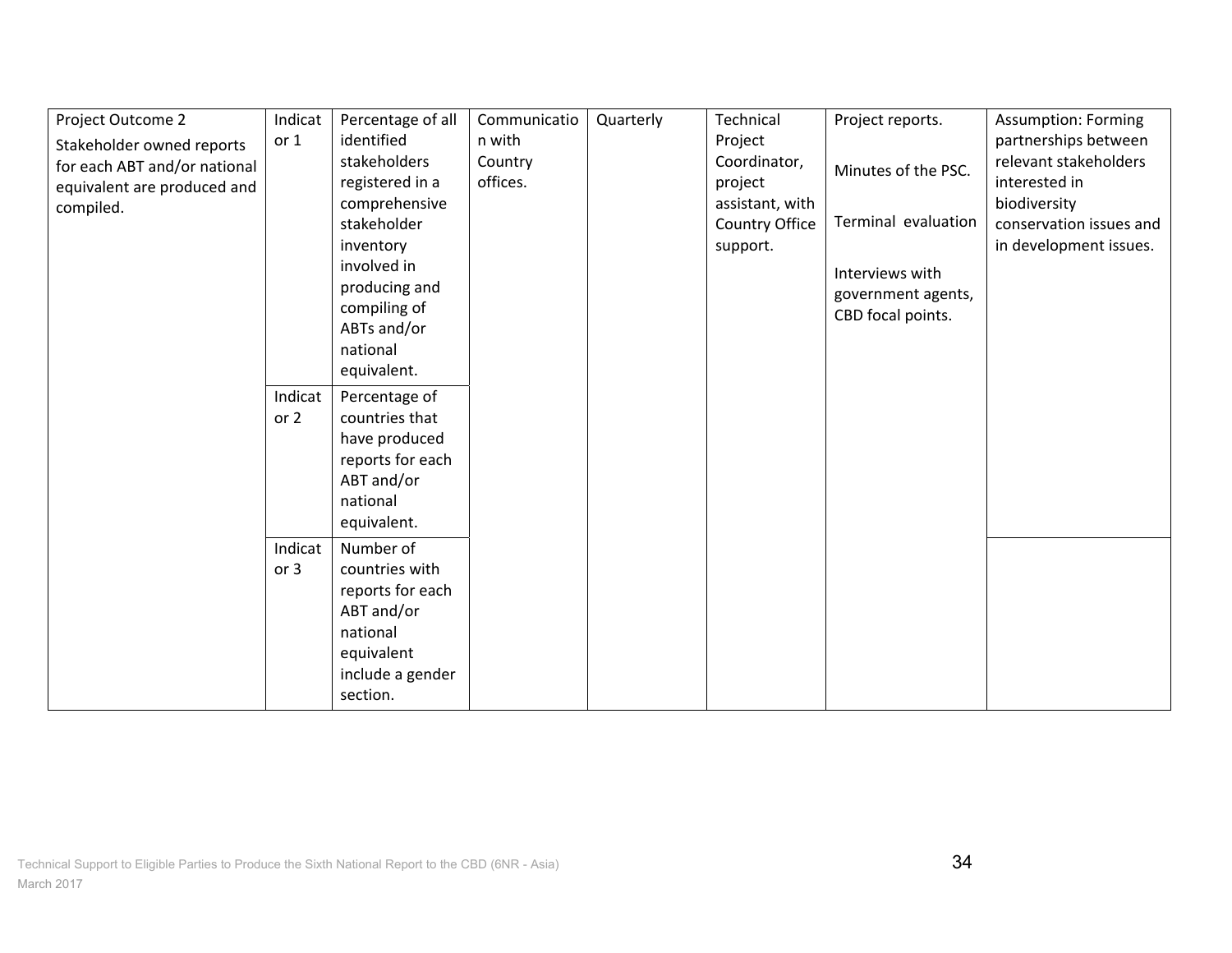| | | | | | | | |
|---|---|---|---|---|---|---|---|
| Project Outcome 2<br>Stakeholder owned reports for each ABT and/or national equivalent are produced and compiled. | Indicator 1 | Percentage of all identified stakeholders registered in a comprehensive stakeholder inventory involved in producing and compiling of ABTs and/or national equivalent. | Communication with Country offices. | Quarterly | Technical Project Coordinator, project assistant, with Country Office support. | Project reports.<br><br>Minutes of the PSC.<br><br>Terminal evaluation<br><br>Interviews with government agents, CBD focal points. | Assumption: Forming partnerships between relevant stakeholders interested in biodiversity conservation issues and in development issues. |
| | Indicator 2 | Percentage of countries that have produced reports for each ABT and/or national equivalent. | | | | | |
| | Indicator 3 | Number of countries with reports for each ABT and/or national equivalent include a gender section. | | | | | |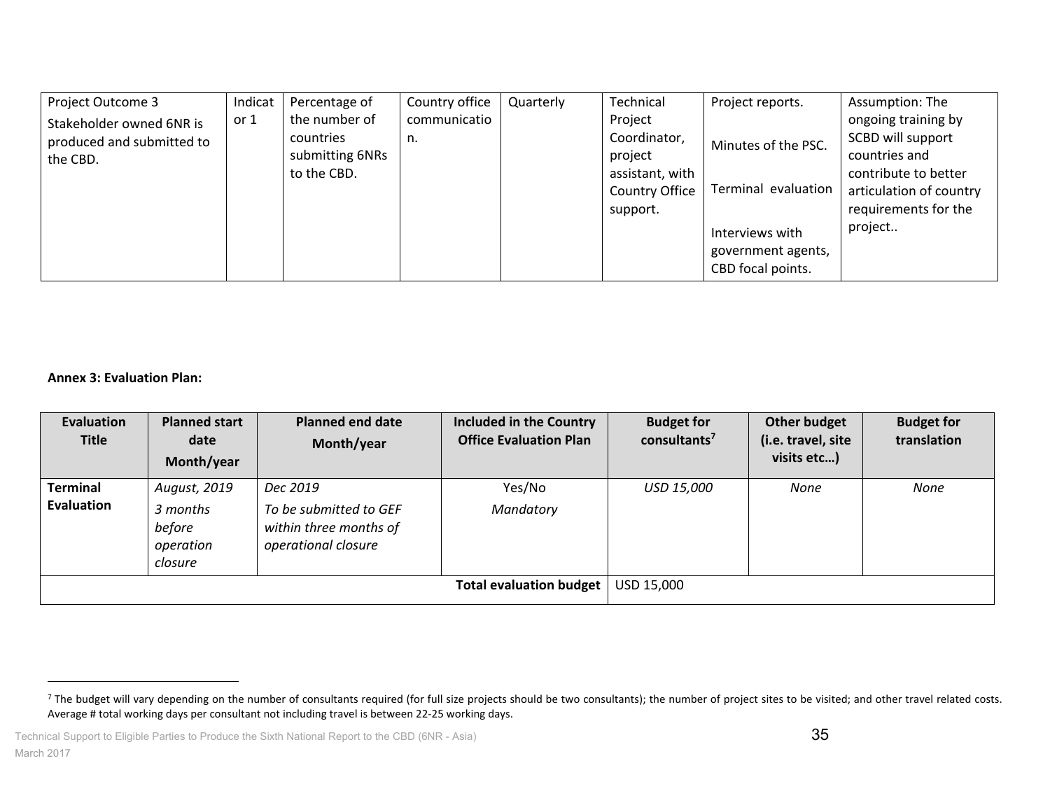| | | | | | | | |
|---|---|---|---|---|---|---|---|
| Project Outcome 3<br>Stakeholder owned 6NR is produced and submitted to the CBD. | Indicator 1 | Percentage of the number of countries submitting 6NRs to the CBD. | Country office communication. | Quarterly | Technical Project Coordinator, project assistant, with Country Office support. | Project reports.<br><br>Minutes of the PSC.<br><br>Terminal evaluation<br><br>Interviews with government agents, CBD focal points. | Assumption: The ongoing training by SCBD will support countries and contribute to better articulation of country requirements for the project.. |

**Annex 3: Evaluation Plan:**

| Evaluation Title | Planned start date Month/year | Planned end date Month/year | Included in the Country Office Evaluation Plan | Budget for consultants[7] | Other budget (i.e. travel, site visits etc…) | Budget for translation |
|---|---|---|---|---|---|---|
| **Terminal Evaluation** | *August, 2019*<br>*3 months before operation closure* | *Dec 2019*<br>*To be submitted to GEF within three months of operational closure* | Yes/No<br>*Mandatory* | *USD 15,000* | *None* | *None* |
| | | | **Total evaluation budget** | USD 15,000 | | |

[7] The budget will vary depending on the number of consultants required (for full size projects should be two consultants); the number of project sites to be visited; and other travel related costs. Average # total working days per consultant not including travel is between 22-25 working days.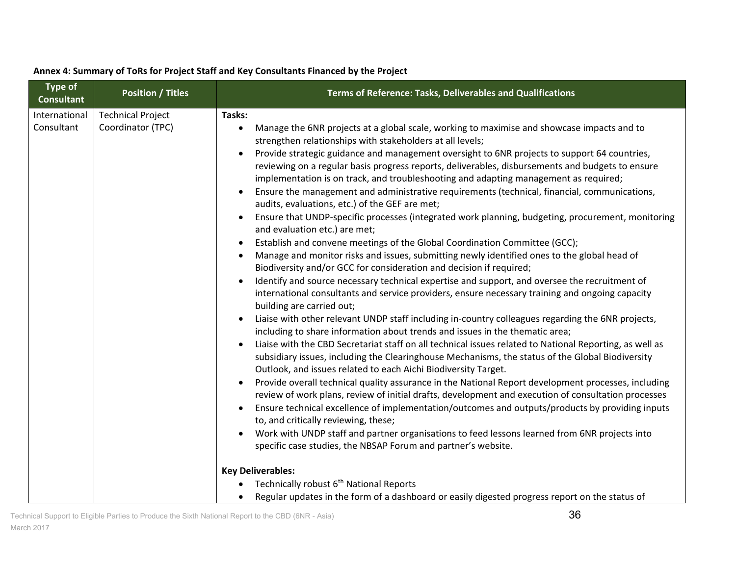**Annex 4: Summary of ToRs for Project Staff and Key Consultants Financed by the Project**

| Type of Consultant | Position / Titles | Terms of Reference: Tasks, Deliverables and Qualifications |
|---|---|---|
| International Consultant | Technical Project Coordinator (TPC) | **Tasks:**<br>• Manage the 6NR projects at a global scale, working to maximise and showcase impacts and to strengthen relationships with stakeholders at all levels;<br>• Provide strategic guidance and management oversight to 6NR projects to support 64 countries, reviewing on a regular basis progress reports, deliverables, disbursements and budgets to ensure implementation is on track, and troubleshooting and adapting management as required;<br>• Ensure the management and administrative requirements (technical, financial, communications, audits, evaluations, etc.) of the GEF are met;<br>• Ensure that UNDP-specific processes (integrated work planning, budgeting, procurement, monitoring and evaluation etc.) are met;<br>• Establish and convene meetings of the Global Coordination Committee (GCC);<br>• Manage and monitor risks and issues, submitting newly identified ones to the global head of Biodiversity and/or GCC for consideration and decision if required;<br>• Identify and source necessary technical expertise and support, and oversee the recruitment of international consultants and service providers, ensure necessary training and ongoing capacity building are carried out;<br>• Liaise with other relevant UNDP staff including in-country colleagues regarding the 6NR projects, including to share information about trends and issues in the thematic area;<br>• Liaise with the CBD Secretariat staff on all technical issues related to National Reporting, as well as subsidiary issues, including the Clearinghouse Mechanisms, the status of the Global Biodiversity Outlook, and issues related to each Aichi Biodiversity Target.<br>• Provide overall technical quality assurance in the National Report development processes, including review of work plans, review of initial drafts, development and execution of consultation processes<br>• Ensure technical excellence of implementation/outcomes and outputs/products by providing inputs to, and critically reviewing, these;<br>• Work with UNDP staff and partner organisations to feed lessons learned from 6NR projects into specific case studies, the NBSAP Forum and partner's website.<br><br>**Key Deliverables:**<br>• Technically robust 6th National Reports<br>• Regular updates in the form of a dashboard or easily digested progress report on the status of |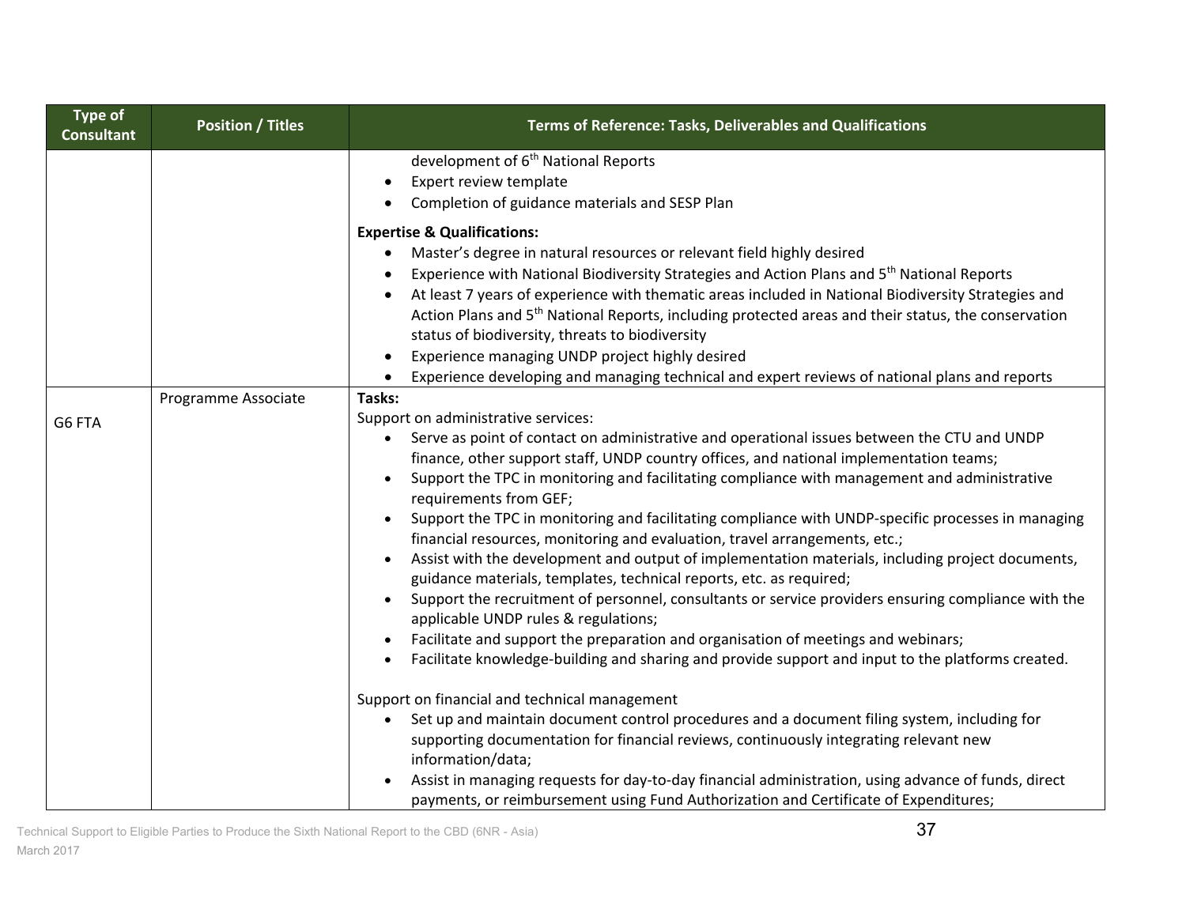| Type of Consultant | Position / Titles | Terms of Reference: Tasks, Deliverables and Qualifications |
|---|---|---|
| | | development of 6th National Reports<br>• Expert review template<br>• Completion of guidance materials and SESP Plan<br><br>**Expertise & Qualifications:**<br>• Master's degree in natural resources or relevant field highly desired<br>• Experience with National Biodiversity Strategies and Action Plans and 5th National Reports<br>• At least 7 years of experience with thematic areas included in National Biodiversity Strategies and Action Plans and 5th National Reports, including protected areas and their status, the conservation status of biodiversity, threats to biodiversity<br>• Experience managing UNDP project highly desired<br>• Experience developing and managing technical and expert reviews of national plans and reports |
| G6 FTA | Programme Associate | **Tasks:**<br>Support on administrative services:<br>• Serve as point of contact on administrative and operational issues between the CTU and UNDP finance, other support staff, UNDP country offices, and national implementation teams;<br>• Support the TPC in monitoring and facilitating compliance with management and administrative requirements from GEF;<br>• Support the TPC in monitoring and facilitating compliance with UNDP-specific processes in managing financial resources, monitoring and evaluation, travel arrangements, etc.;<br>• Assist with the development and output of implementation materials, including project documents, guidance materials, templates, technical reports, etc. as required;<br>• Support the recruitment of personnel, consultants or service providers ensuring compliance with the applicable UNDP rules & regulations;<br>• Facilitate and support the preparation and organisation of meetings and webinars;<br>• Facilitate knowledge-building and sharing and provide support and input to the platforms created.<br><br>Support on financial and technical management<br>• Set up and maintain document control procedures and a document filing system, including for supporting documentation for financial reviews, continuously integrating relevant new information/data;<br>• Assist in managing requests for day-to-day financial administration, using advance of funds, direct payments, or reimbursement using Fund Authorization and Certificate of Expenditures; |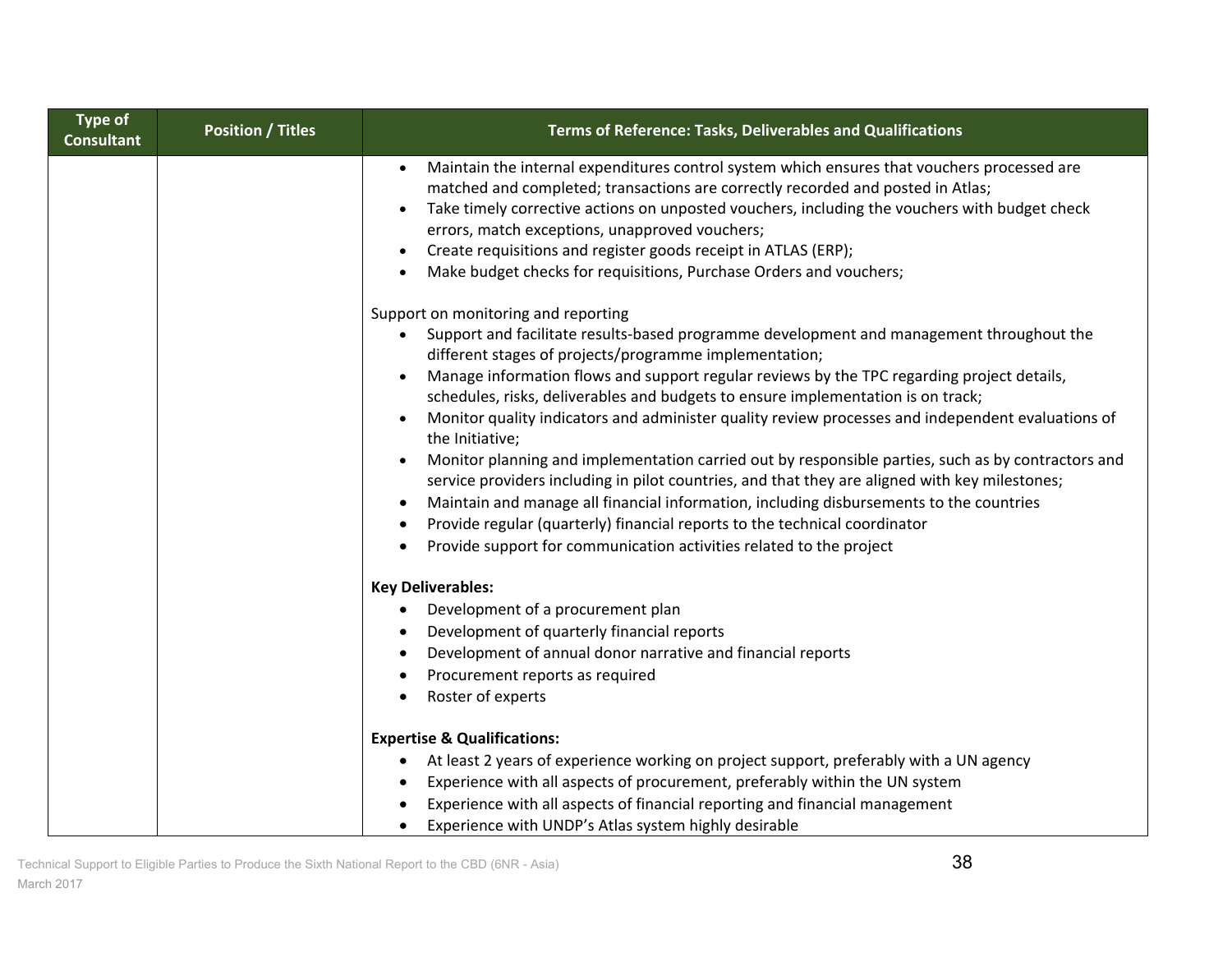| Type of Consultant | Position / Titles | Terms of Reference: Tasks, Deliverables and Qualifications |
|---|---|---|
| | | • Maintain the internal expenditures control system which ensures that vouchers processed are matched and completed; transactions are correctly recorded and posted in Atlas;<br>• Take timely corrective actions on unposted vouchers, including the vouchers with budget check errors, match exceptions, unapproved vouchers;<br>• Create requisitions and register goods receipt in ATLAS (ERP);<br>• Make budget checks for requisitions, Purchase Orders and vouchers;<br><br>Support on monitoring and reporting<br>• Support and facilitate results-based programme development and management throughout the different stages of projects/programme implementation;<br>• Manage information flows and support regular reviews by the TPC regarding project details, schedules, risks, deliverables and budgets to ensure implementation is on track;<br>• Monitor quality indicators and administer quality review processes and independent evaluations of the Initiative;<br>• Monitor planning and implementation carried out by responsible parties, such as by contractors and service providers including in pilot countries, and that they are aligned with key milestones;<br>• Maintain and manage all financial information, including disbursements to the countries<br>• Provide regular (quarterly) financial reports to the technical coordinator<br>• Provide support for communication activities related to the project<br><br>**Key Deliverables:**<br>• Development of a procurement plan<br>• Development of quarterly financial reports<br>• Development of annual donor narrative and financial reports<br>• Procurement reports as required<br>• Roster of experts<br><br>**Expertise & Qualifications:**<br>• At least 2 years of experience working on project support, preferably with a UN agency<br>• Experience with all aspects of procurement, preferably within the UN system<br>• Experience with all aspects of financial reporting and financial management<br>• Experience with UNDP's Atlas system highly desirable |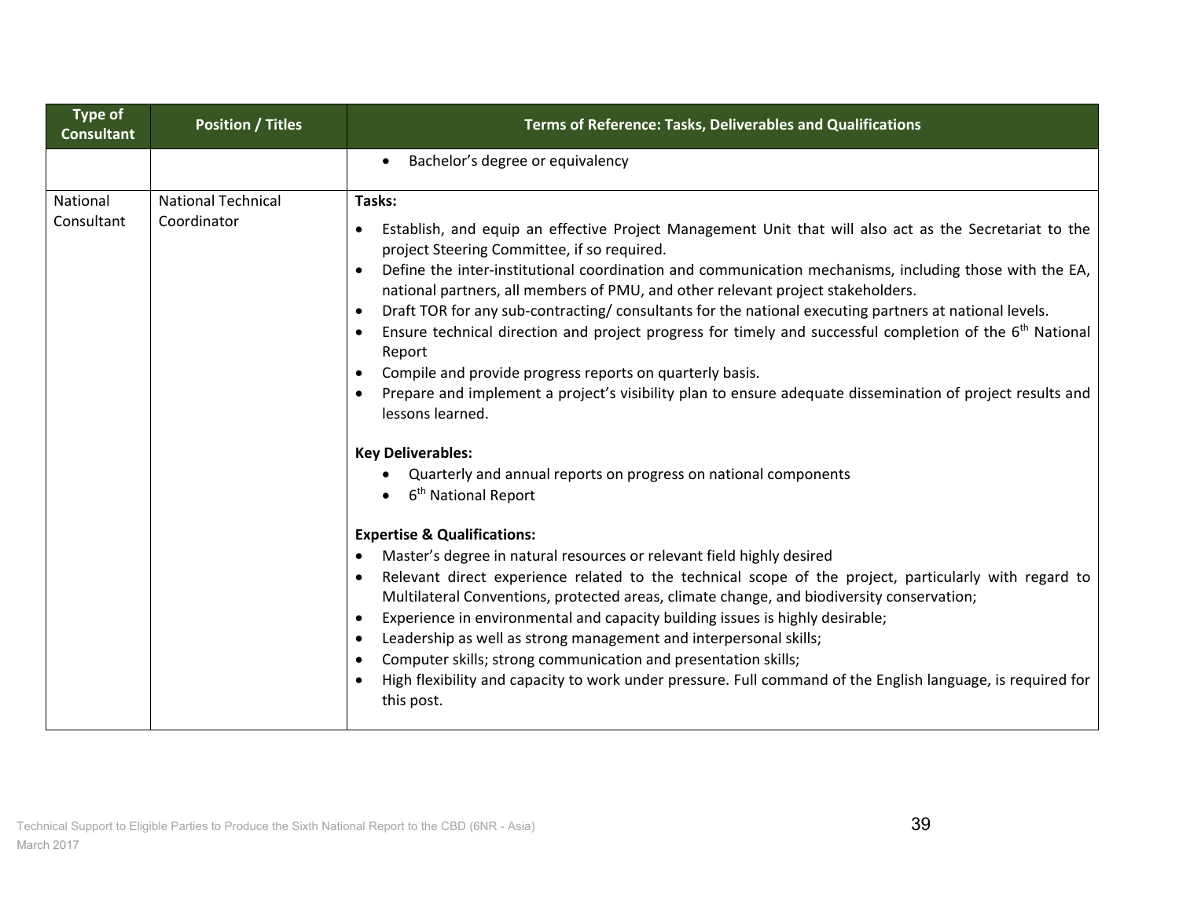| Type of Consultant | Position / Titles | Terms of Reference: Tasks, Deliverables and Qualifications |
|---|---|---|
| | | • Bachelor's degree or equivalency |
| National Consultant | National Technical Coordinator | **Tasks:**<br>• Establish, and equip an effective Project Management Unit that will also act as the Secretariat to the project Steering Committee, if so required.<br>• Define the inter-institutional coordination and communication mechanisms, including those with the EA, national partners, all members of PMU, and other relevant project stakeholders.<br>• Draft TOR for any sub-contracting/ consultants for the national executing partners at national levels.<br>• Ensure technical direction and project progress for timely and successful completion of the 6th National Report<br>• Compile and provide progress reports on quarterly basis.<br>• Prepare and implement a project's visibility plan to ensure adequate dissemination of project results and lessons learned.<br><br>**Key Deliverables:**<br>• Quarterly and annual reports on progress on national components<br>• 6th National Report<br><br>**Expertise & Qualifications:**<br>• Master's degree in natural resources or relevant field highly desired<br>• Relevant direct experience related to the technical scope of the project, particularly with regard to Multilateral Conventions, protected areas, climate change, and biodiversity conservation;<br>• Experience in environmental and capacity building issues is highly desirable;<br>• Leadership as well as strong management and interpersonal skills;<br>• Computer skills; strong communication and presentation skills;<br>• High flexibility and capacity to work under pressure. Full command of the English language, is required for this post. |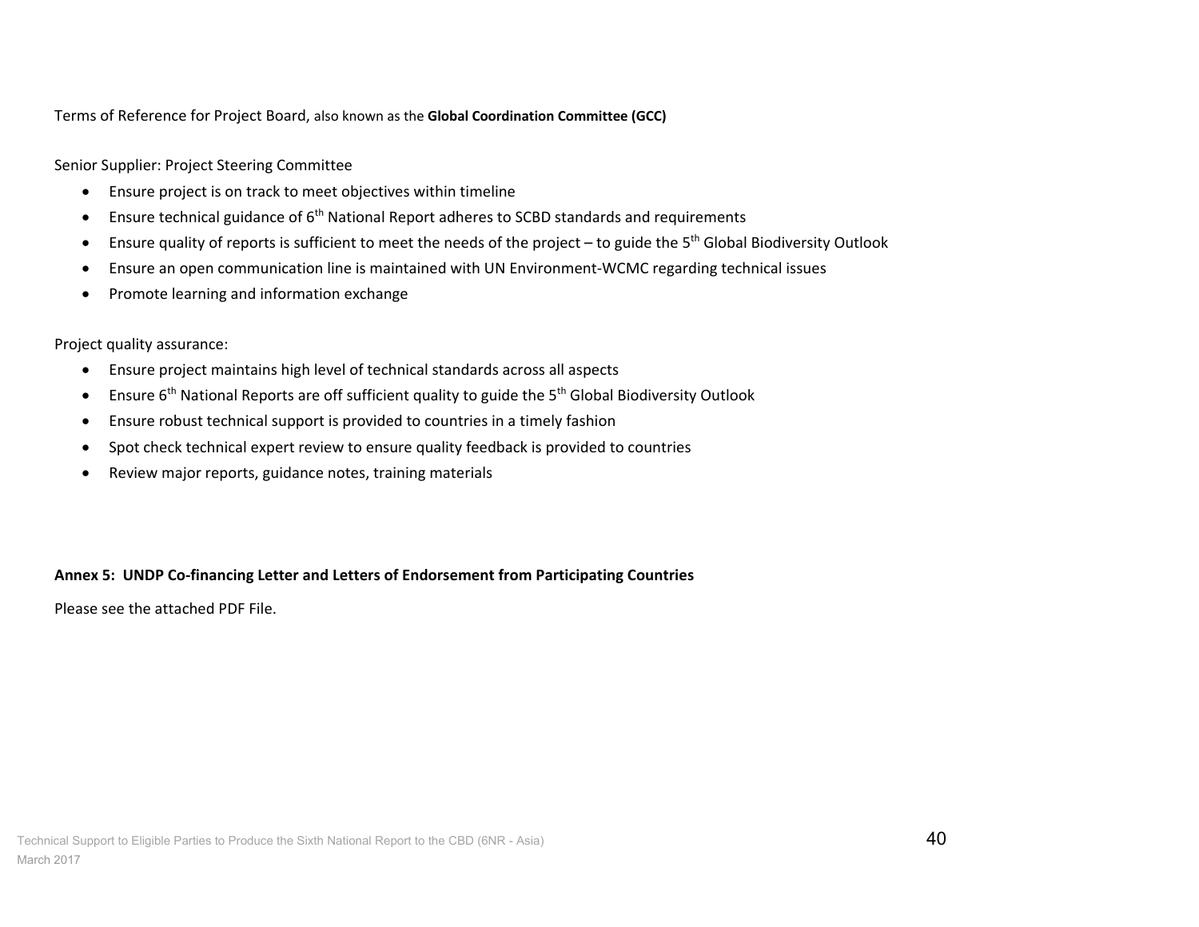Terms of Reference for Project Board, also known as the **Global Coordination Committee (GCC)**

Senior Supplier: Project Steering Committee

- Ensure project is on track to meet objectives within timeline
- Ensure technical guidance of 6th National Report adheres to SCBD standards and requirements
- Ensure quality of reports is sufficient to meet the needs of the project – to guide the 5th Global Biodiversity Outlook
- Ensure an open communication line is maintained with UN Environment-WCMC regarding technical issues
- Promote learning and information exchange

Project quality assurance:

- Ensure project maintains high level of technical standards across all aspects
- Ensure 6th National Reports are off sufficient quality to guide the 5th Global Biodiversity Outlook
- Ensure robust technical support is provided to countries in a timely fashion
- Spot check technical expert review to ensure quality feedback is provided to countries
- Review major reports, guidance notes, training materials

**Annex 5: UNDP Co-financing Letter and Letters of Endorsement from Participating Countries**

Please see the attached PDF File.